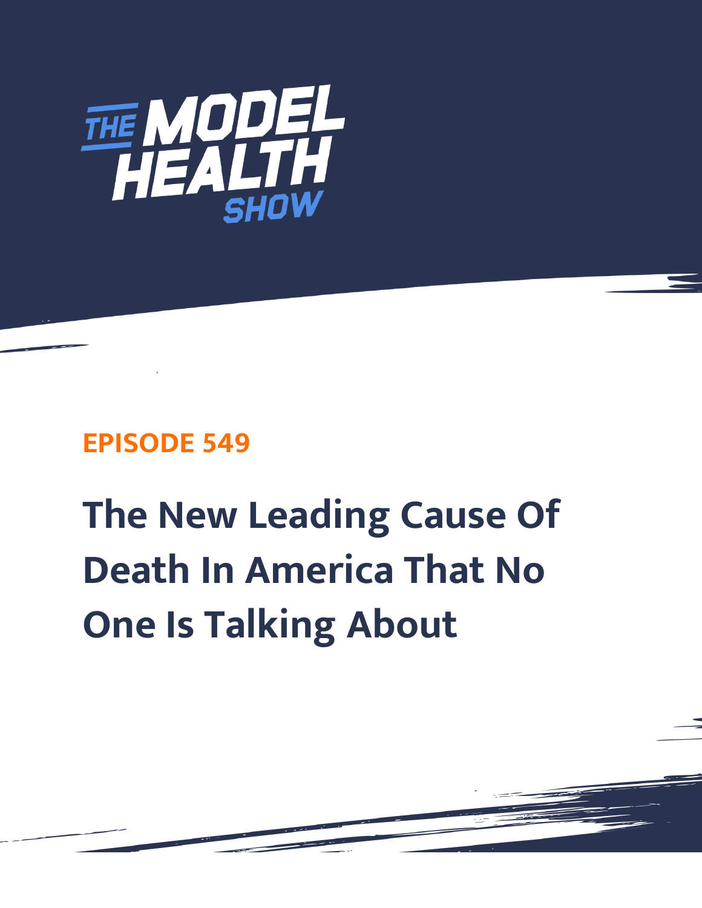THE MODEL HEALTH SHOW

## EPISODE 549

# The New Leading Cause Of Death In America That No One Is Talking About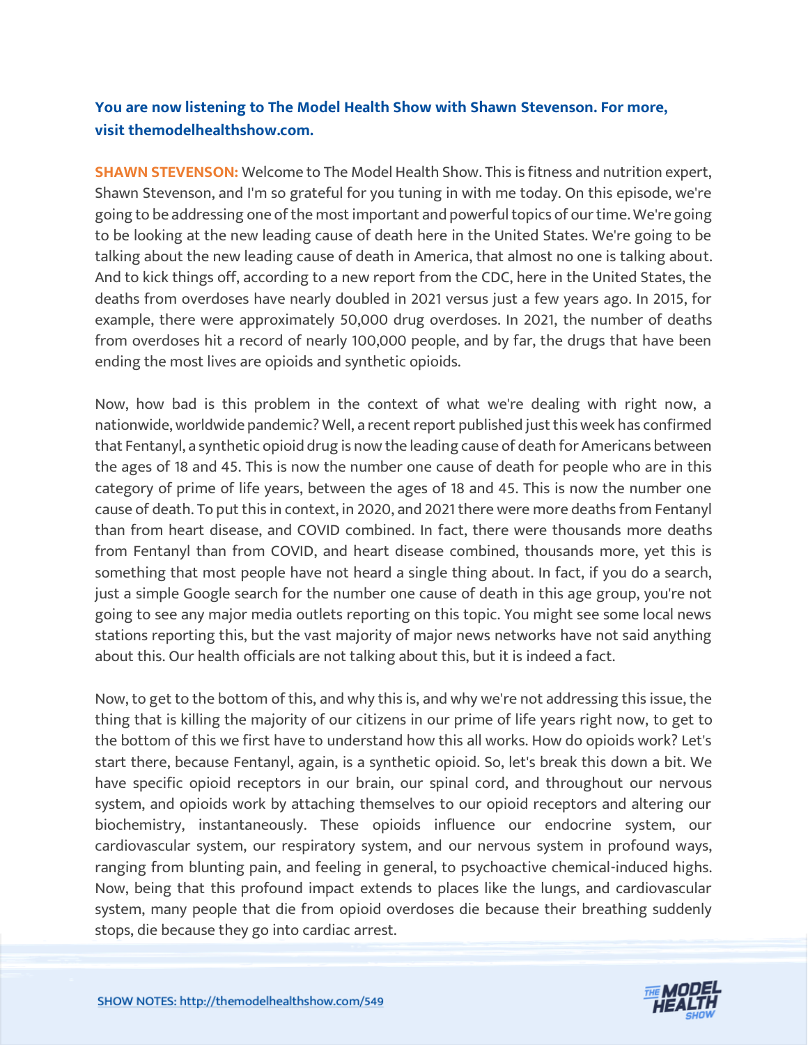**You are now listening to The Model Health Show with Shawn Stevenson. For more, visit themodelhealthshow.com.**

**SHAWN STEVENSON:** Welcome to The Model Health Show. This is fitness and nutrition expert, Shawn Stevenson, and I'm so grateful for you tuning in with me today. On this episode, we're going to be addressing one of the most important and powerful topics of our time. We're going to be looking at the new leading cause of death here in the United States. We're going to be talking about the new leading cause of death in America, that almost no one is talking about. And to kick things off, according to a new report from the CDC, here in the United States, the deaths from overdoses have nearly doubled in 2021 versus just a few years ago. In 2015, for example, there were approximately 50,000 drug overdoses. In 2021, the number of deaths from overdoses hit a record of nearly 100,000 people, and by far, the drugs that have been ending the most lives are opioids and synthetic opioids.

Now, how bad is this problem in the context of what we're dealing with right now, a nationwide, worldwide pandemic? Well, a recent report published just this week has confirmed that Fentanyl, a synthetic opioid drug is now the leading cause of death for Americans between the ages of 18 and 45. This is now the number one cause of death for people who are in this category of prime of life years, between the ages of 18 and 45. This is now the number one cause of death. To put this in context, in 2020, and 2021 there were more deaths from Fentanyl than from heart disease, and COVID combined. In fact, there were thousands more deaths from Fentanyl than from COVID, and heart disease combined, thousands more, yet this is something that most people have not heard a single thing about. In fact, if you do a search, just a simple Google search for the number one cause of death in this age group, you're not going to see any major media outlets reporting on this topic. You might see some local news stations reporting this, but the vast majority of major news networks have not said anything about this. Our health officials are not talking about this, but it is indeed a fact.

Now, to get to the bottom of this, and why this is, and why we're not addressing this issue, the thing that is killing the majority of our citizens in our prime of life years right now, to get to the bottom of this we first have to understand how this all works. How do opioids work? Let's start there, because Fentanyl, again, is a synthetic opioid. So, let's break this down a bit. We have specific opioid receptors in our brain, our spinal cord, and throughout our nervous system, and opioids work by attaching themselves to our opioid receptors and altering our biochemistry, instantaneously. These opioids influence our endocrine system, our cardiovascular system, our respiratory system, and our nervous system in profound ways, ranging from blunting pain, and feeling in general, to psychoactive chemical-induced highs. Now, being that this profound impact extends to places like the lungs, and cardiovascular system, many people that die from opioid overdoses die because their breathing suddenly stops, die because they go into cardiac arrest.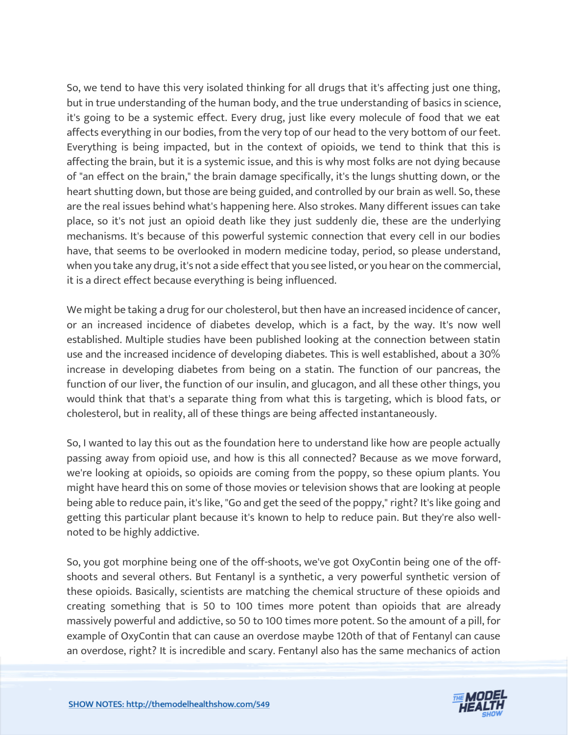So, we tend to have this very isolated thinking for all drugs that it's affecting just one thing, but in true understanding of the human body, and the true understanding of basics in science, it's going to be a systemic effect. Every drug, just like every molecule of food that we eat affects everything in our bodies, from the very top of our head to the very bottom of our feet. Everything is being impacted, but in the context of opioids, we tend to think that this is affecting the brain, but it is a systemic issue, and this is why most folks are not dying because of "an effect on the brain," the brain damage specifically, it's the lungs shutting down, or the heart shutting down, but those are being guided, and controlled by our brain as well. So, these are the real issues behind what's happening here. Also strokes. Many different issues can take place, so it's not just an opioid death like they just suddenly die, these are the underlying mechanisms. It's because of this powerful systemic connection that every cell in our bodies have, that seems to be overlooked in modern medicine today, period, so please understand, when you take any drug, it's not a side effect that you see listed, or you hear on the commercial, it is a direct effect because everything is being influenced.

We might be taking a drug for our cholesterol, but then have an increased incidence of cancer, or an increased incidence of diabetes develop, which is a fact, by the way. It's now well established. Multiple studies have been published looking at the connection between statin use and the increased incidence of developing diabetes. This is well established, about a 30% increase in developing diabetes from being on a statin. The function of our pancreas, the function of our liver, the function of our insulin, and glucagon, and all these other things, you would think that that's a separate thing from what this is targeting, which is blood fats, or cholesterol, but in reality, all of these things are being affected instantaneously.

So, I wanted to lay this out as the foundation here to understand like how are people actually passing away from opioid use, and how is this all connected? Because as we move forward, we're looking at opioids, so opioids are coming from the poppy, so these opium plants. You might have heard this on some of those movies or television shows that are looking at people being able to reduce pain, it's like, "Go and get the seed of the poppy," right? It's like going and getting this particular plant because it's known to help to reduce pain. But they're also well-noted to be highly addictive.

So, you got morphine being one of the off-shoots, we've got OxyContin being one of the off-shoots and several others. But Fentanyl is a synthetic, a very powerful synthetic version of these opioids. Basically, scientists are matching the chemical structure of these opioids and creating something that is 50 to 100 times more potent than opioids that are already massively powerful and addictive, so 50 to 100 times more potent. So the amount of a pill, for example of OxyContin that can cause an overdose maybe 120th of that of Fentanyl can cause an overdose, right? It is incredible and scary. Fentanyl also has the same mechanics of action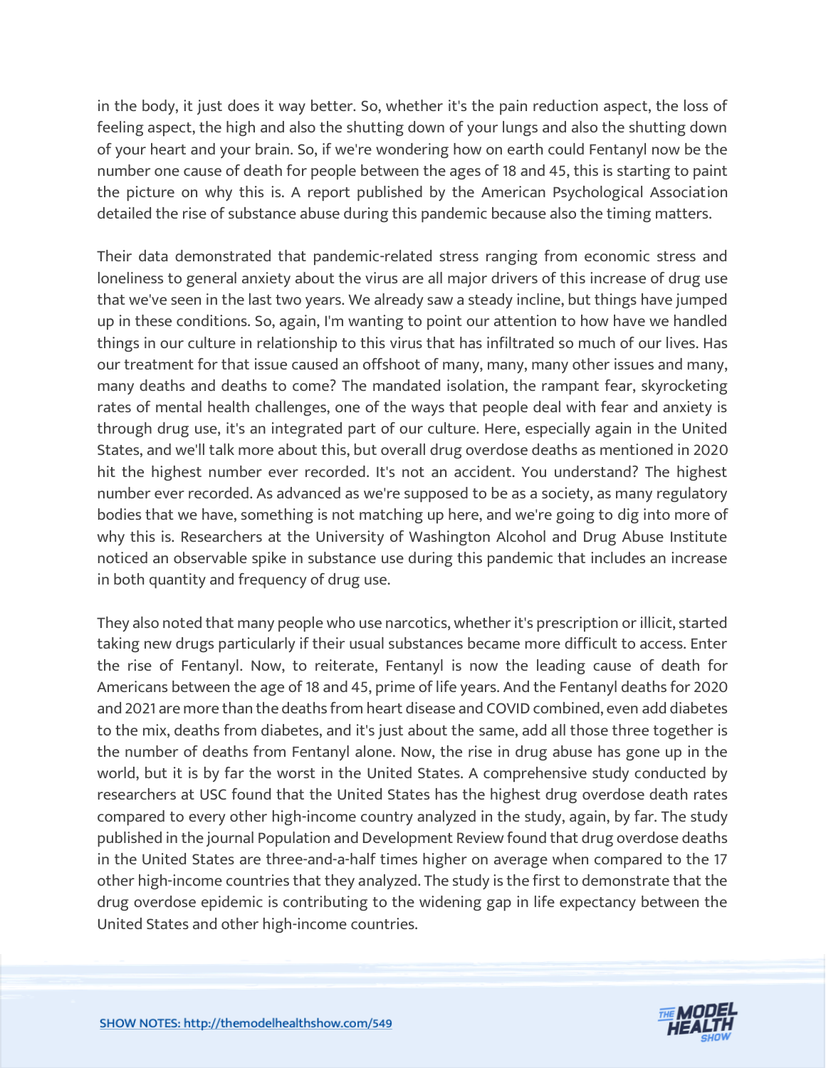in the body, it just does it way better. So, whether it's the pain reduction aspect, the loss of feeling aspect, the high and also the shutting down of your lungs and also the shutting down of your heart and your brain. So, if we're wondering how on earth could Fentanyl now be the number one cause of death for people between the ages of 18 and 45, this is starting to paint the picture on why this is. A report published by the American Psychological Association detailed the rise of substance abuse during this pandemic because also the timing matters.

Their data demonstrated that pandemic-related stress ranging from economic stress and loneliness to general anxiety about the virus are all major drivers of this increase of drug use that we've seen in the last two years. We already saw a steady incline, but things have jumped up in these conditions. So, again, I'm wanting to point our attention to how have we handled things in our culture in relationship to this virus that has infiltrated so much of our lives. Has our treatment for that issue caused an offshoot of many, many, many other issues and many, many deaths and deaths to come? The mandated isolation, the rampant fear, skyrocketing rates of mental health challenges, one of the ways that people deal with fear and anxiety is through drug use, it's an integrated part of our culture. Here, especially again in the United States, and we'll talk more about this, but overall drug overdose deaths as mentioned in 2020 hit the highest number ever recorded. It's not an accident. You understand? The highest number ever recorded. As advanced as we're supposed to be as a society, as many regulatory bodies that we have, something is not matching up here, and we're going to dig into more of why this is. Researchers at the University of Washington Alcohol and Drug Abuse Institute noticed an observable spike in substance use during this pandemic that includes an increase in both quantity and frequency of drug use.

They also noted that many people who use narcotics, whether it's prescription or illicit, started taking new drugs particularly if their usual substances became more difficult to access. Enter the rise of Fentanyl. Now, to reiterate, Fentanyl is now the leading cause of death for Americans between the age of 18 and 45, prime of life years. And the Fentanyl deaths for 2020 and 2021 are more than the deaths from heart disease and COVID combined, even add diabetes to the mix, deaths from diabetes, and it's just about the same, add all those three together is the number of deaths from Fentanyl alone. Now, the rise in drug abuse has gone up in the world, but it is by far the worst in the United States. A comprehensive study conducted by researchers at USC found that the United States has the highest drug overdose death rates compared to every other high-income country analyzed in the study, again, by far. The study published in the journal Population and Development Review found that drug overdose deaths in the United States are three-and-a-half times higher on average when compared to the 17 other high-income countries that they analyzed. The study is the first to demonstrate that the drug overdose epidemic is contributing to the widening gap in life expectancy between the United States and other high-income countries.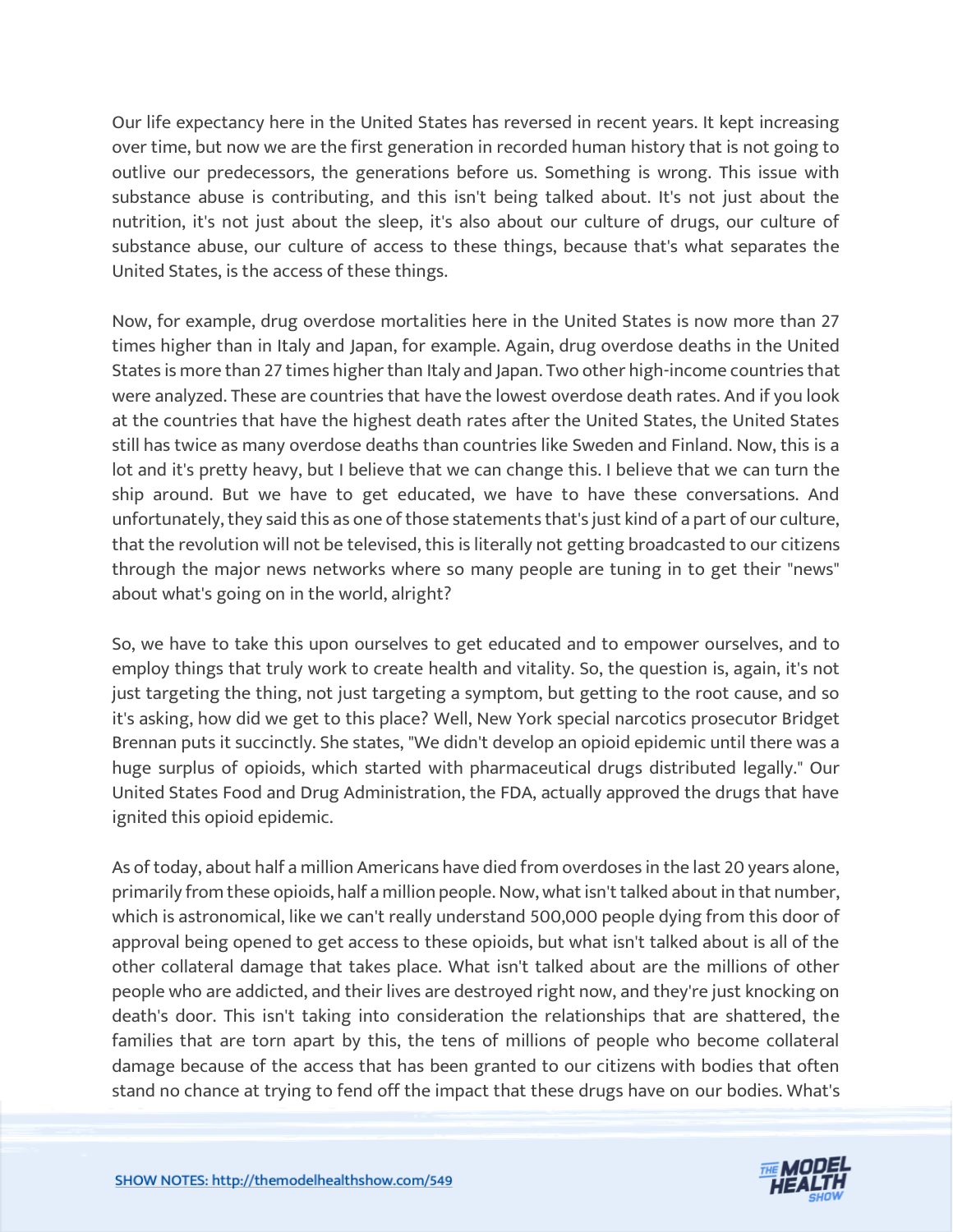Our life expectancy here in the United States has reversed in recent years. It kept increasing over time, but now we are the first generation in recorded human history that is not going to outlive our predecessors, the generations before us. Something is wrong. This issue with substance abuse is contributing, and this isn't being talked about. It's not just about the nutrition, it's not just about the sleep, it's also about our culture of drugs, our culture of substance abuse, our culture of access to these things, because that's what separates the United States, is the access of these things.

Now, for example, drug overdose mortalities here in the United States is now more than 27 times higher than in Italy and Japan, for example. Again, drug overdose deaths in the United States is more than 27 times higher than Italy and Japan. Two other high-income countries that were analyzed. These are countries that have the lowest overdose death rates. And if you look at the countries that have the highest death rates after the United States, the United States still has twice as many overdose deaths than countries like Sweden and Finland. Now, this is a lot and it's pretty heavy, but I believe that we can change this. I believe that we can turn the ship around. But we have to get educated, we have to have these conversations. And unfortunately, they said this as one of those statements that's just kind of a part of our culture, that the revolution will not be televised, this is literally not getting broadcasted to our citizens through the major news networks where so many people are tuning in to get their "news" about what's going on in the world, alright?

So, we have to take this upon ourselves to get educated and to empower ourselves, and to employ things that truly work to create health and vitality. So, the question is, again, it's not just targeting the thing, not just targeting a symptom, but getting to the root cause, and so it's asking, how did we get to this place? Well, New York special narcotics prosecutor Bridget Brennan puts it succinctly. She states, "We didn't develop an opioid epidemic until there was a huge surplus of opioids, which started with pharmaceutical drugs distributed legally." Our United States Food and Drug Administration, the FDA, actually approved the drugs that have ignited this opioid epidemic.

As of today, about half a million Americans have died from overdoses in the last 20 years alone, primarily from these opioids, half a million people. Now, what isn't talked about in that number, which is astronomical, like we can't really understand 500,000 people dying from this door of approval being opened to get access to these opioids, but what isn't talked about is all of the other collateral damage that takes place. What isn't talked about are the millions of other people who are addicted, and their lives are destroyed right now, and they're just knocking on death's door. This isn't taking into consideration the relationships that are shattered, the families that are torn apart by this, the tens of millions of people who become collateral damage because of the access that has been granted to our citizens with bodies that often stand no chance at trying to fend off the impact that these drugs have on our bodies. What's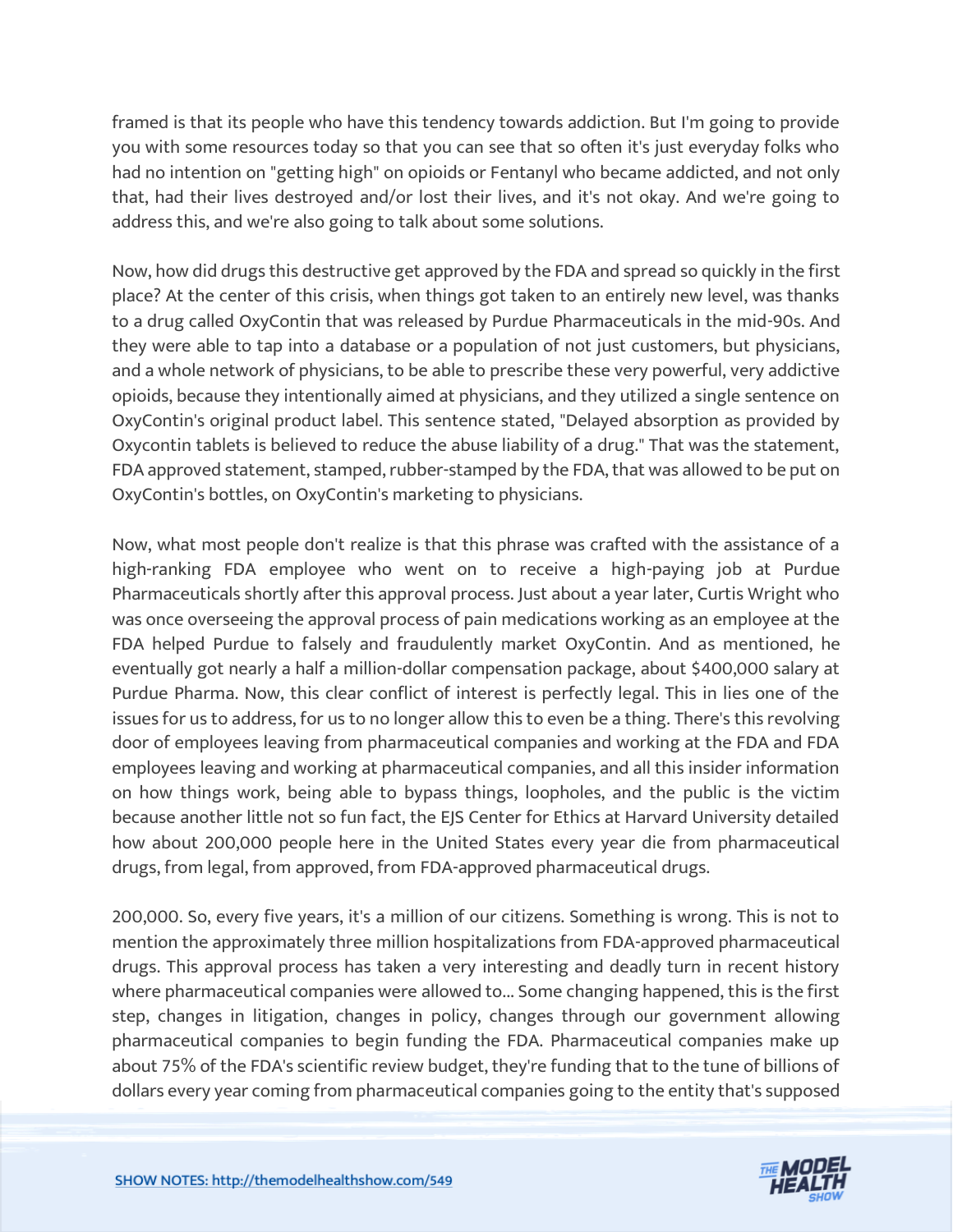framed is that its people who have this tendency towards addiction. But I'm going to provide you with some resources today so that you can see that so often it's just everyday folks who had no intention on "getting high" on opioids or Fentanyl who became addicted, and not only that, had their lives destroyed and/or lost their lives, and it's not okay. And we're going to address this, and we're also going to talk about some solutions.

Now, how did drugs this destructive get approved by the FDA and spread so quickly in the first place? At the center of this crisis, when things got taken to an entirely new level, was thanks to a drug called OxyContin that was released by Purdue Pharmaceuticals in the mid-90s. And they were able to tap into a database or a population of not just customers, but physicians, and a whole network of physicians, to be able to prescribe these very powerful, very addictive opioids, because they intentionally aimed at physicians, and they utilized a single sentence on OxyContin's original product label. This sentence stated, "Delayed absorption as provided by Oxycontin tablets is believed to reduce the abuse liability of a drug." That was the statement, FDA approved statement, stamped, rubber-stamped by the FDA, that was allowed to be put on OxyContin's bottles, on OxyContin's marketing to physicians.

Now, what most people don't realize is that this phrase was crafted with the assistance of a high-ranking FDA employee who went on to receive a high-paying job at Purdue Pharmaceuticals shortly after this approval process. Just about a year later, Curtis Wright who was once overseeing the approval process of pain medications working as an employee at the FDA helped Purdue to falsely and fraudulently market OxyContin. And as mentioned, he eventually got nearly a half a million-dollar compensation package, about $400,000 salary at Purdue Pharma. Now, this clear conflict of interest is perfectly legal. This in lies one of the issues for us to address, for us to no longer allow this to even be a thing. There's this revolving door of employees leaving from pharmaceutical companies and working at the FDA and FDA employees leaving and working at pharmaceutical companies, and all this insider information on how things work, being able to bypass things, loopholes, and the public is the victim because another little not so fun fact, the EJS Center for Ethics at Harvard University detailed how about 200,000 people here in the United States every year die from pharmaceutical drugs, from legal, from approved, from FDA-approved pharmaceutical drugs.

200,000. So, every five years, it's a million of our citizens. Something is wrong. This is not to mention the approximately three million hospitalizations from FDA-approved pharmaceutical drugs. This approval process has taken a very interesting and deadly turn in recent history where pharmaceutical companies were allowed to... Some changing happened, this is the first step, changes in litigation, changes in policy, changes through our government allowing pharmaceutical companies to begin funding the FDA. Pharmaceutical companies make up about 75% of the FDA's scientific review budget, they're funding that to the tune of billions of dollars every year coming from pharmaceutical companies going to the entity that's supposed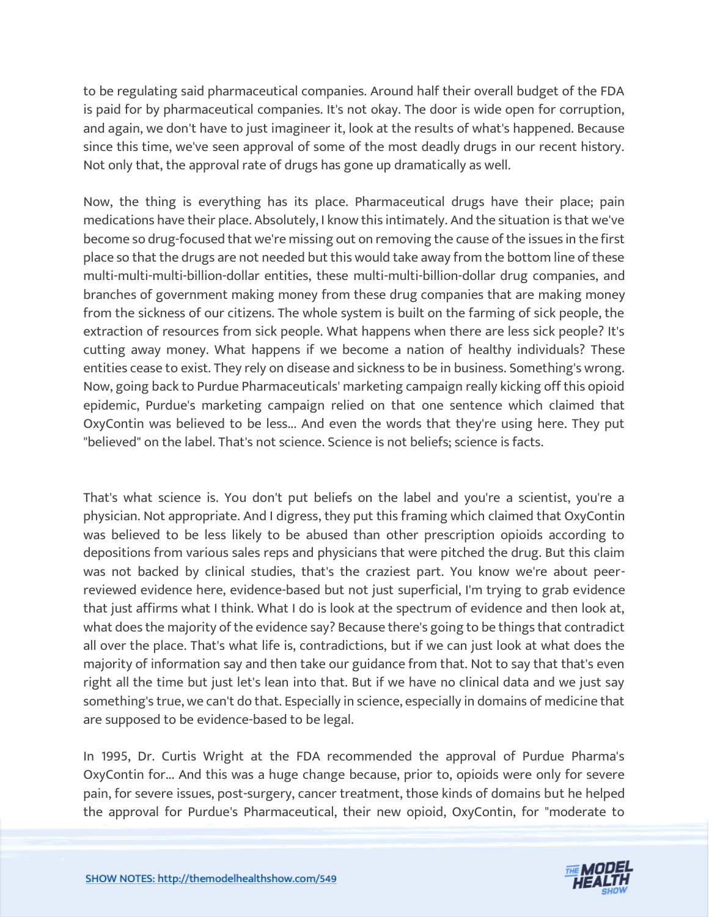to be regulating said pharmaceutical companies. Around half their overall budget of the FDA is paid for by pharmaceutical companies. It's not okay. The door is wide open for corruption, and again, we don't have to just imagineer it, look at the results of what's happened. Because since this time, we've seen approval of some of the most deadly drugs in our recent history. Not only that, the approval rate of drugs has gone up dramatically as well.

Now, the thing is everything has its place. Pharmaceutical drugs have their place; pain medications have their place. Absolutely, I know this intimately. And the situation is that we've become so drug-focused that we're missing out on removing the cause of the issues in the first place so that the drugs are not needed but this would take away from the bottom line of these multi-multi-multi-billion-dollar entities, these multi-multi-billion-dollar drug companies, and branches of government making money from these drug companies that are making money from the sickness of our citizens. The whole system is built on the farming of sick people, the extraction of resources from sick people. What happens when there are less sick people? It's cutting away money. What happens if we become a nation of healthy individuals? These entities cease to exist. They rely on disease and sickness to be in business. Something's wrong. Now, going back to Purdue Pharmaceuticals' marketing campaign really kicking off this opioid epidemic, Purdue's marketing campaign relied on that one sentence which claimed that OxyContin was believed to be less... And even the words that they're using here. They put "believed" on the label. That's not science. Science is not beliefs; science is facts.

That's what science is. You don't put beliefs on the label and you're a scientist, you're a physician. Not appropriate. And I digress, they put this framing which claimed that OxyContin was believed to be less likely to be abused than other prescription opioids according to depositions from various sales reps and physicians that were pitched the drug. But this claim was not backed by clinical studies, that's the craziest part. You know we're about peer-reviewed evidence here, evidence-based but not just superficial, I'm trying to grab evidence that just affirms what I think. What I do is look at the spectrum of evidence and then look at, what does the majority of the evidence say? Because there's going to be things that contradict all over the place. That's what life is, contradictions, but if we can just look at what does the majority of information say and then take our guidance from that. Not to say that that's even right all the time but just let's lean into that. But if we have no clinical data and we just say something's true, we can't do that. Especially in science, especially in domains of medicine that are supposed to be evidence-based to be legal.

In 1995, Dr. Curtis Wright at the FDA recommended the approval of Purdue Pharma's OxyContin for... And this was a huge change because, prior to, opioids were only for severe pain, for severe issues, post-surgery, cancer treatment, those kinds of domains but he helped the approval for Purdue's Pharmaceutical, their new opioid, OxyContin, for "moderate to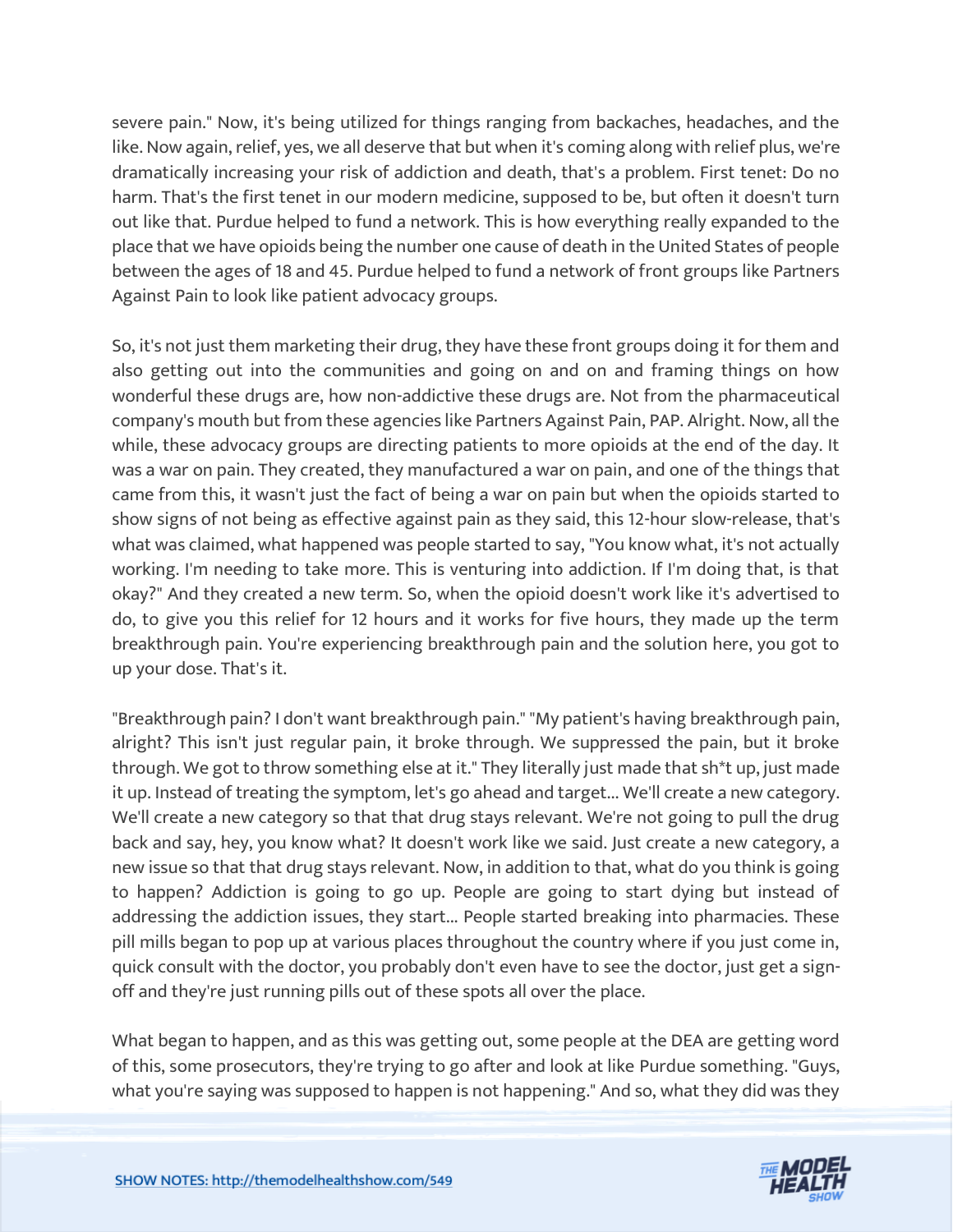severe pain." Now, it's being utilized for things ranging from backaches, headaches, and the like. Now again, relief, yes, we all deserve that but when it's coming along with relief plus, we're dramatically increasing your risk of addiction and death, that's a problem. First tenet: Do no harm. That's the first tenet in our modern medicine, supposed to be, but often it doesn't turn out like that. Purdue helped to fund a network. This is how everything really expanded to the place that we have opioids being the number one cause of death in the United States of people between the ages of 18 and 45. Purdue helped to fund a network of front groups like Partners Against Pain to look like patient advocacy groups.

So, it's not just them marketing their drug, they have these front groups doing it for them and also getting out into the communities and going on and on and framing things on how wonderful these drugs are, how non-addictive these drugs are. Not from the pharmaceutical company's mouth but from these agencies like Partners Against Pain, PAP. Alright. Now, all the while, these advocacy groups are directing patients to more opioids at the end of the day. It was a war on pain. They created, they manufactured a war on pain, and one of the things that came from this, it wasn't just the fact of being a war on pain but when the opioids started to show signs of not being as effective against pain as they said, this 12-hour slow-release, that's what was claimed, what happened was people started to say, "You know what, it's not actually working. I'm needing to take more. This is venturing into addiction. If I'm doing that, is that okay?" And they created a new term. So, when the opioid doesn't work like it's advertised to do, to give you this relief for 12 hours and it works for five hours, they made up the term breakthrough pain. You're experiencing breakthrough pain and the solution here, you got to up your dose. That's it.

"Breakthrough pain? I don't want breakthrough pain." "My patient's having breakthrough pain, alright? This isn't just regular pain, it broke through. We suppressed the pain, but it broke through. We got to throw something else at it." They literally just made that sh*t up, just made it up. Instead of treating the symptom, let's go ahead and target... We'll create a new category. We'll create a new category so that that drug stays relevant. We're not going to pull the drug back and say, hey, you know what? It doesn't work like we said. Just create a new category, a new issue so that that drug stays relevant. Now, in addition to that, what do you think is going to happen? Addiction is going to go up. People are going to start dying but instead of addressing the addiction issues, they start... People started breaking into pharmacies. These pill mills began to pop up at various places throughout the country where if you just come in, quick consult with the doctor, you probably don't even have to see the doctor, just get a sign-off and they're just running pills out of these spots all over the place.

What began to happen, and as this was getting out, some people at the DEA are getting word of this, some prosecutors, they're trying to go after and look at like Purdue something. "Guys, what you're saying was supposed to happen is not happening." And so, what they did was they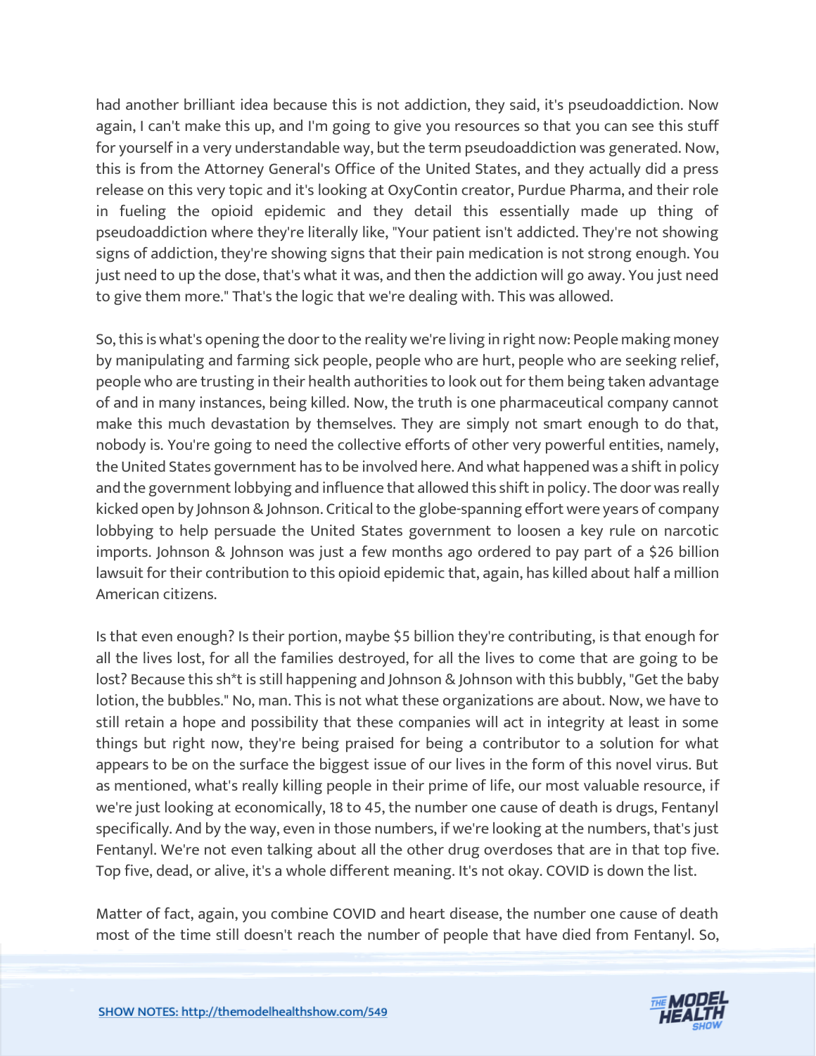had another brilliant idea because this is not addiction, they said, it's pseudoaddiction. Now again, I can't make this up, and I'm going to give you resources so that you can see this stuff for yourself in a very understandable way, but the term pseudoaddiction was generated. Now, this is from the Attorney General's Office of the United States, and they actually did a press release on this very topic and it's looking at OxyContin creator, Purdue Pharma, and their role in fueling the opioid epidemic and they detail this essentially made up thing of pseudoaddiction where they're literally like, "Your patient isn't addicted. They're not showing signs of addiction, they're showing signs that their pain medication is not strong enough. You just need to up the dose, that's what it was, and then the addiction will go away. You just need to give them more." That's the logic that we're dealing with. This was allowed.

So, this is what's opening the door to the reality we're living in right now: People making money by manipulating and farming sick people, people who are hurt, people who are seeking relief, people who are trusting in their health authorities to look out for them being taken advantage of and in many instances, being killed. Now, the truth is one pharmaceutical company cannot make this much devastation by themselves. They are simply not smart enough to do that, nobody is. You're going to need the collective efforts of other very powerful entities, namely, the United States government has to be involved here. And what happened was a shift in policy and the government lobbying and influence that allowed this shift in policy. The door was really kicked open by Johnson & Johnson. Critical to the globe-spanning effort were years of company lobbying to help persuade the United States government to loosen a key rule on narcotic imports. Johnson & Johnson was just a few months ago ordered to pay part of a $26 billion lawsuit for their contribution to this opioid epidemic that, again, has killed about half a million American citizens.

Is that even enough? Is their portion, maybe $5 billion they're contributing, is that enough for all the lives lost, for all the families destroyed, for all the lives to come that are going to be lost? Because this sh*t is still happening and Johnson & Johnson with this bubbly, "Get the baby lotion, the bubbles." No, man. This is not what these organizations are about. Now, we have to still retain a hope and possibility that these companies will act in integrity at least in some things but right now, they're being praised for being a contributor to a solution for what appears to be on the surface the biggest issue of our lives in the form of this novel virus. But as mentioned, what's really killing people in their prime of life, our most valuable resource, if we're just looking at economically, 18 to 45, the number one cause of death is drugs, Fentanyl specifically. And by the way, even in those numbers, if we're looking at the numbers, that's just Fentanyl. We're not even talking about all the other drug overdoses that are in that top five. Top five, dead, or alive, it's a whole different meaning. It's not okay. COVID is down the list.

Matter of fact, again, you combine COVID and heart disease, the number one cause of death most of the time still doesn't reach the number of people that have died from Fentanyl. So,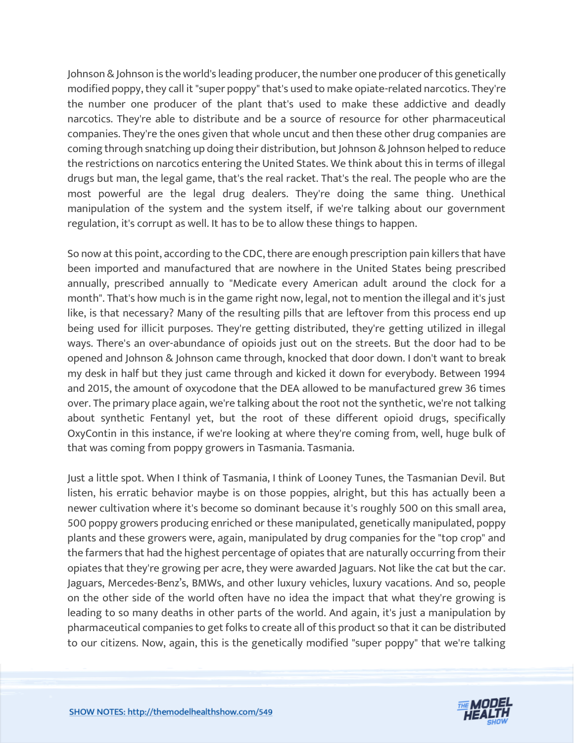Johnson & Johnson is the world's leading producer, the number one producer of this genetically modified poppy, they call it "super poppy" that's used to make opiate-related narcotics. They're the number one producer of the plant that's used to make these addictive and deadly narcotics. They're able to distribute and be a source of resource for other pharmaceutical companies. They're the ones given that whole uncut and then these other drug companies are coming through snatching up doing their distribution, but Johnson & Johnson helped to reduce the restrictions on narcotics entering the United States. We think about this in terms of illegal drugs but man, the legal game, that's the real racket. That's the real. The people who are the most powerful are the legal drug dealers. They're doing the same thing. Unethical manipulation of the system and the system itself, if we're talking about our government regulation, it's corrupt as well. It has to be to allow these things to happen.

So now at this point, according to the CDC, there are enough prescription pain killers that have been imported and manufactured that are nowhere in the United States being prescribed annually, prescribed annually to "Medicate every American adult around the clock for a month". That's how much is in the game right now, legal, not to mention the illegal and it's just like, is that necessary? Many of the resulting pills that are leftover from this process end up being used for illicit purposes. They're getting distributed, they're getting utilized in illegal ways. There's an over-abundance of opioids just out on the streets. But the door had to be opened and Johnson & Johnson came through, knocked that door down. I don't want to break my desk in half but they just came through and kicked it down for everybody. Between 1994 and 2015, the amount of oxycodone that the DEA allowed to be manufactured grew 36 times over. The primary place again, we're talking about the root not the synthetic, we're not talking about synthetic Fentanyl yet, but the root of these different opioid drugs, specifically OxyContin in this instance, if we're looking at where they're coming from, well, huge bulk of that was coming from poppy growers in Tasmania. Tasmania.

Just a little spot. When I think of Tasmania, I think of Looney Tunes, the Tasmanian Devil. But listen, his erratic behavior maybe is on those poppies, alright, but this has actually been a newer cultivation where it's become so dominant because it's roughly 500 on this small area, 500 poppy growers producing enriched or these manipulated, genetically manipulated, poppy plants and these growers were, again, manipulated by drug companies for the "top crop" and the farmers that had the highest percentage of opiates that are naturally occurring from their opiates that they're growing per acre, they were awarded Jaguars. Not like the cat but the car. Jaguars, Mercedes-Benz's, BMWs, and other luxury vehicles, luxury vacations. And so, people on the other side of the world often have no idea the impact that what they're growing is leading to so many deaths in other parts of the world. And again, it's just a manipulation by pharmaceutical companies to get folks to create all of this product so that it can be distributed to our citizens. Now, again, this is the genetically modified "super poppy" that we're talking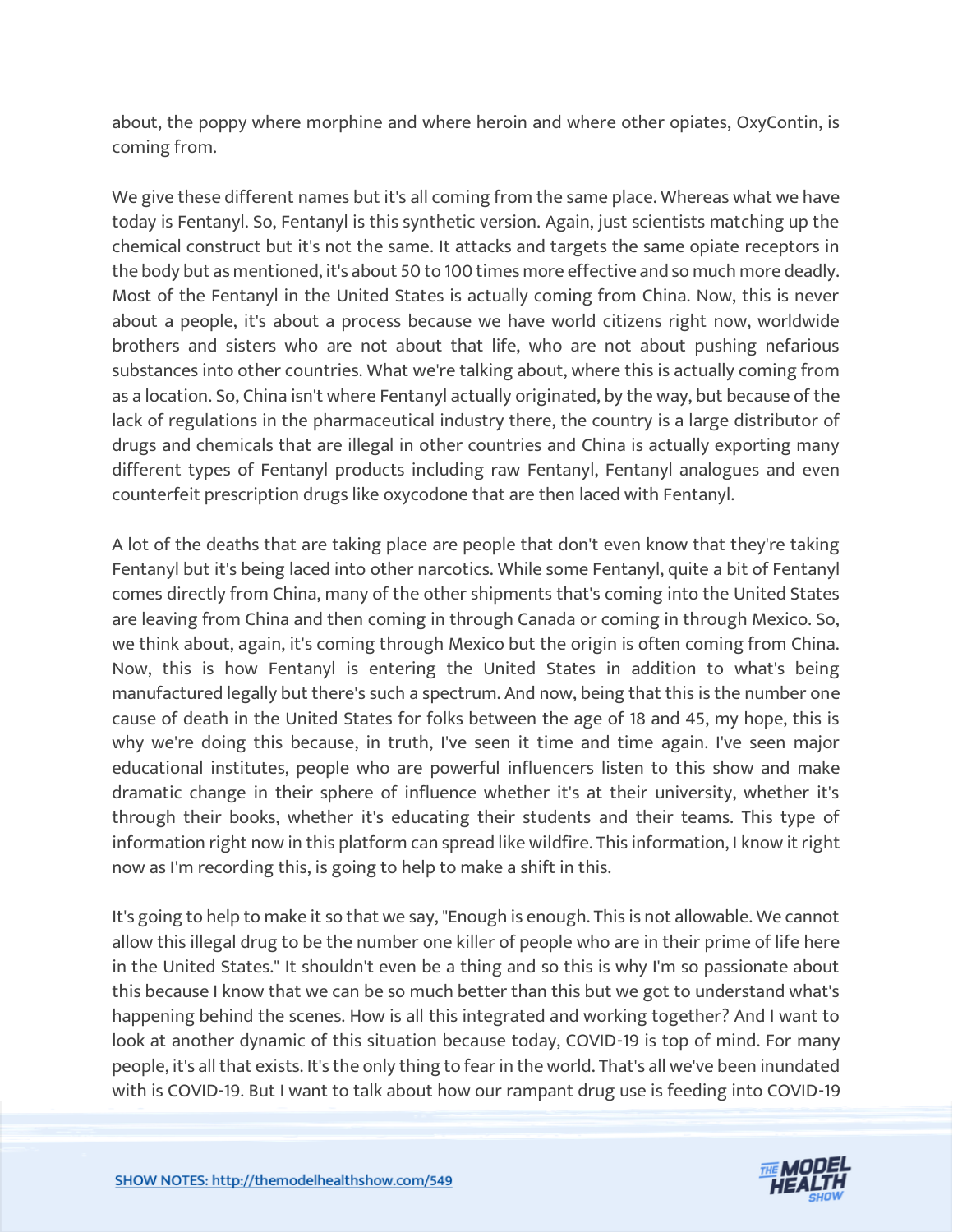about, the poppy where morphine and where heroin and where other opiates, OxyContin, is coming from.

We give these different names but it's all coming from the same place. Whereas what we have today is Fentanyl. So, Fentanyl is this synthetic version. Again, just scientists matching up the chemical construct but it's not the same. It attacks and targets the same opiate receptors in the body but as mentioned, it's about 50 to 100 times more effective and so much more deadly. Most of the Fentanyl in the United States is actually coming from China. Now, this is never about a people, it's about a process because we have world citizens right now, worldwide brothers and sisters who are not about that life, who are not about pushing nefarious substances into other countries. What we're talking about, where this is actually coming from as a location. So, China isn't where Fentanyl actually originated, by the way, but because of the lack of regulations in the pharmaceutical industry there, the country is a large distributor of drugs and chemicals that are illegal in other countries and China is actually exporting many different types of Fentanyl products including raw Fentanyl, Fentanyl analogues and even counterfeit prescription drugs like oxycodone that are then laced with Fentanyl.

A lot of the deaths that are taking place are people that don't even know that they're taking Fentanyl but it's being laced into other narcotics. While some Fentanyl, quite a bit of Fentanyl comes directly from China, many of the other shipments that's coming into the United States are leaving from China and then coming in through Canada or coming in through Mexico. So, we think about, again, it's coming through Mexico but the origin is often coming from China. Now, this is how Fentanyl is entering the United States in addition to what's being manufactured legally but there's such a spectrum. And now, being that this is the number one cause of death in the United States for folks between the age of 18 and 45, my hope, this is why we're doing this because, in truth, I've seen it time and time again. I've seen major educational institutes, people who are powerful influencers listen to this show and make dramatic change in their sphere of influence whether it's at their university, whether it's through their books, whether it's educating their students and their teams. This type of information right now in this platform can spread like wildfire. This information, I know it right now as I'm recording this, is going to help to make a shift in this.

It's going to help to make it so that we say, "Enough is enough. This is not allowable. We cannot allow this illegal drug to be the number one killer of people who are in their prime of life here in the United States." It shouldn't even be a thing and so this is why I'm so passionate about this because I know that we can be so much better than this but we got to understand what's happening behind the scenes. How is all this integrated and working together? And I want to look at another dynamic of this situation because today, COVID-19 is top of mind. For many people, it's all that exists. It's the only thing to fear in the world. That's all we've been inundated with is COVID-19. But I want to talk about how our rampant drug use is feeding into COVID-19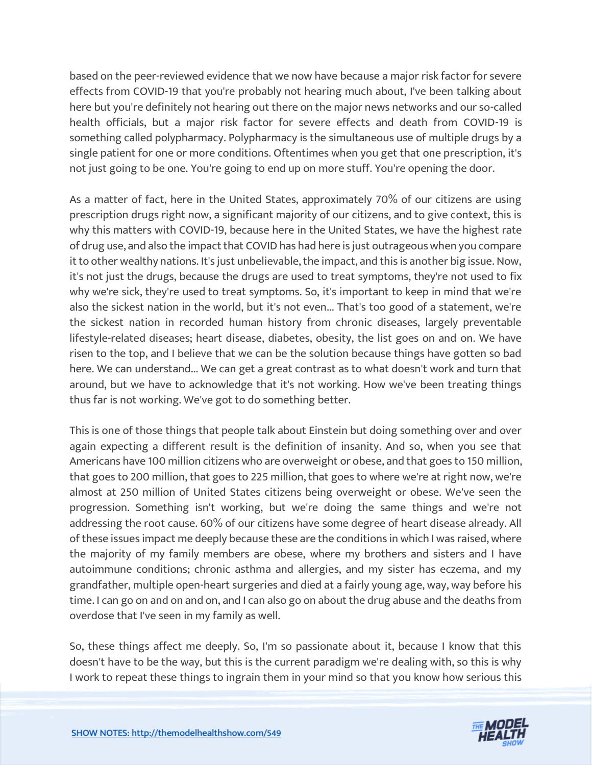based on the peer-reviewed evidence that we now have because a major risk factor for severe effects from COVID-19 that you're probably not hearing much about, I've been talking about here but you're definitely not hearing out there on the major news networks and our so-called health officials, but a major risk factor for severe effects and death from COVID-19 is something called polypharmacy. Polypharmacy is the simultaneous use of multiple drugs by a single patient for one or more conditions. Oftentimes when you get that one prescription, it's not just going to be one. You're going to end up on more stuff. You're opening the door.

As a matter of fact, here in the United States, approximately 70% of our citizens are using prescription drugs right now, a significant majority of our citizens, and to give context, this is why this matters with COVID-19, because here in the United States, we have the highest rate of drug use, and also the impact that COVID has had here is just outrageous when you compare it to other wealthy nations. It's just unbelievable, the impact, and this is another big issue. Now, it's not just the drugs, because the drugs are used to treat symptoms, they're not used to fix why we're sick, they're used to treat symptoms. So, it's important to keep in mind that we're also the sickest nation in the world, but it's not even... That's too good of a statement, we're the sickest nation in recorded human history from chronic diseases, largely preventable lifestyle-related diseases; heart disease, diabetes, obesity, the list goes on and on. We have risen to the top, and I believe that we can be the solution because things have gotten so bad here. We can understand... We can get a great contrast as to what doesn't work and turn that around, but we have to acknowledge that it's not working. How we've been treating things thus far is not working. We've got to do something better.

This is one of those things that people talk about Einstein but doing something over and over again expecting a different result is the definition of insanity. And so, when you see that Americans have 100 million citizens who are overweight or obese, and that goes to 150 million, that goes to 200 million, that goes to 225 million, that goes to where we're at right now, we're almost at 250 million of United States citizens being overweight or obese. We've seen the progression. Something isn't working, but we're doing the same things and we're not addressing the root cause. 60% of our citizens have some degree of heart disease already. All of these issues impact me deeply because these are the conditions in which I was raised, where the majority of my family members are obese, where my brothers and sisters and I have autoimmune conditions; chronic asthma and allergies, and my sister has eczema, and my grandfather, multiple open-heart surgeries and died at a fairly young age, way, way before his time. I can go on and on and on, and I can also go on about the drug abuse and the deaths from overdose that I've seen in my family as well.

So, these things affect me deeply. So, I'm so passionate about it, because I know that this doesn't have to be the way, but this is the current paradigm we're dealing with, so this is why I work to repeat these things to ingrain them in your mind so that you know how serious this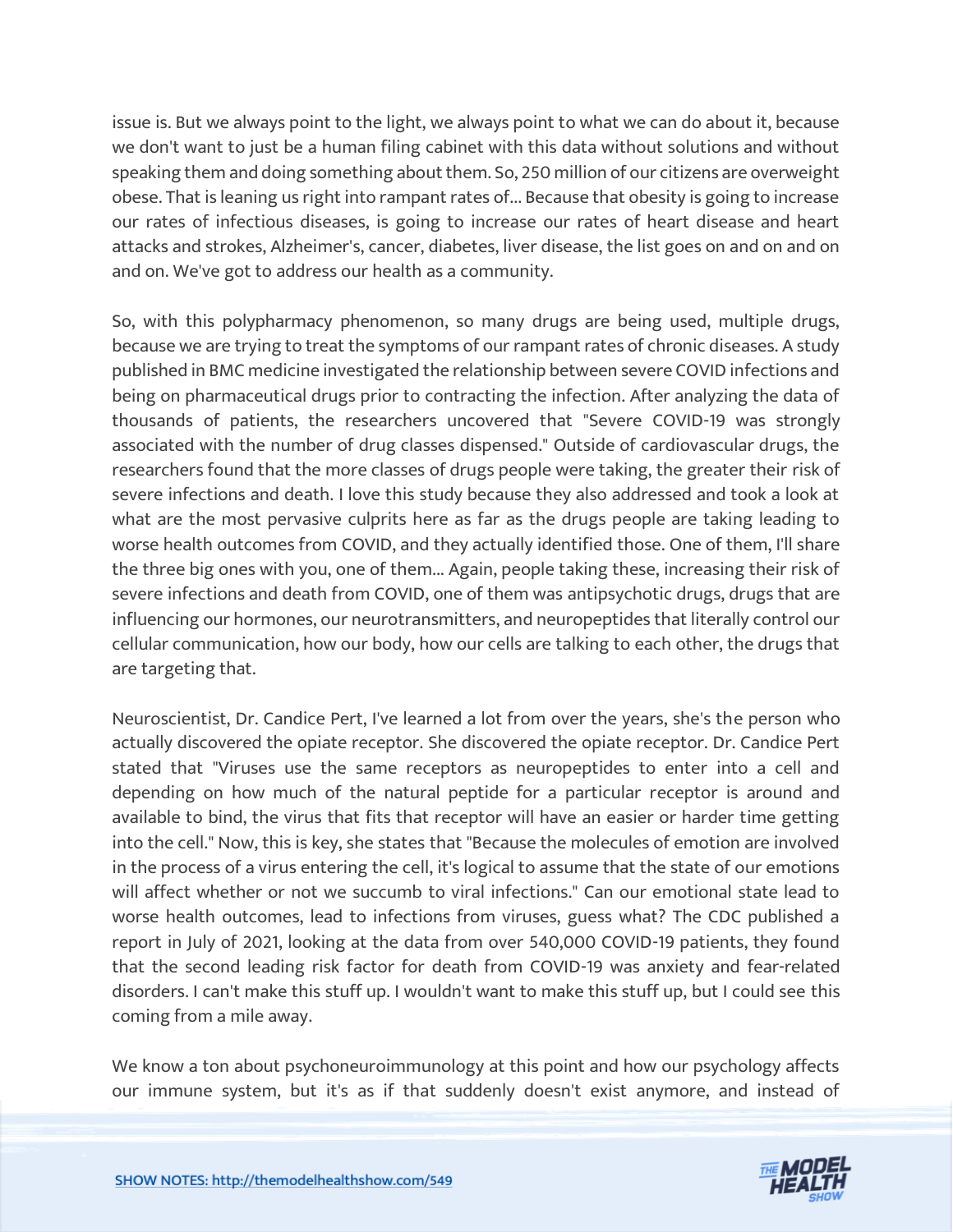issue is. But we always point to the light, we always point to what we can do about it, because we don't want to just be a human filing cabinet with this data without solutions and without speaking them and doing something about them. So, 250 million of our citizens are overweight obese. That is leaning us right into rampant rates of... Because that obesity is going to increase our rates of infectious diseases, is going to increase our rates of heart disease and heart attacks and strokes, Alzheimer's, cancer, diabetes, liver disease, the list goes on and on and on and on. We've got to address our health as a community.

So, with this polypharmacy phenomenon, so many drugs are being used, multiple drugs, because we are trying to treat the symptoms of our rampant rates of chronic diseases. A study published in BMC medicine investigated the relationship between severe COVID infections and being on pharmaceutical drugs prior to contracting the infection. After analyzing the data of thousands of patients, the researchers uncovered that "Severe COVID-19 was strongly associated with the number of drug classes dispensed." Outside of cardiovascular drugs, the researchers found that the more classes of drugs people were taking, the greater their risk of severe infections and death. I love this study because they also addressed and took a look at what are the most pervasive culprits here as far as the drugs people are taking leading to worse health outcomes from COVID, and they actually identified those. One of them, I'll share the three big ones with you, one of them... Again, people taking these, increasing their risk of severe infections and death from COVID, one of them was antipsychotic drugs, drugs that are influencing our hormones, our neurotransmitters, and neuropeptides that literally control our cellular communication, how our body, how our cells are talking to each other, the drugs that are targeting that.

Neuroscientist, Dr. Candice Pert, I've learned a lot from over the years, she's the person who actually discovered the opiate receptor. She discovered the opiate receptor. Dr. Candice Pert stated that "Viruses use the same receptors as neuropeptides to enter into a cell and depending on how much of the natural peptide for a particular receptor is around and available to bind, the virus that fits that receptor will have an easier or harder time getting into the cell." Now, this is key, she states that "Because the molecules of emotion are involved in the process of a virus entering the cell, it's logical to assume that the state of our emotions will affect whether or not we succumb to viral infections." Can our emotional state lead to worse health outcomes, lead to infections from viruses, guess what? The CDC published a report in July of 2021, looking at the data from over 540,000 COVID-19 patients, they found that the second leading risk factor for death from COVID-19 was anxiety and fear-related disorders. I can't make this stuff up. I wouldn't want to make this stuff up, but I could see this coming from a mile away.

We know a ton about psychoneuroimmunology at this point and how our psychology affects our immune system, but it's as if that suddenly doesn't exist anymore, and instead of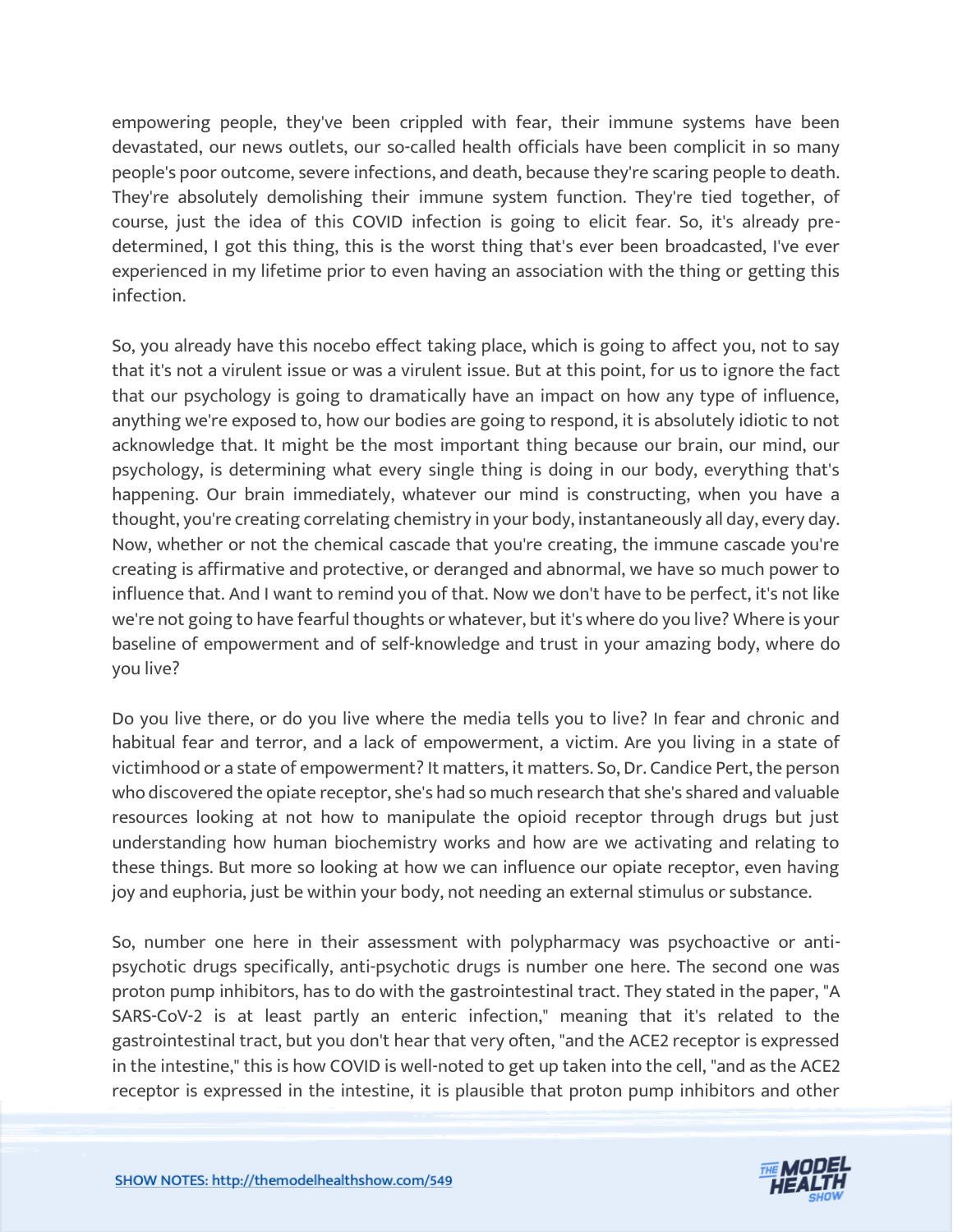empowering people, they've been crippled with fear, their immune systems have been devastated, our news outlets, our so-called health officials have been complicit in so many people's poor outcome, severe infections, and death, because they're scaring people to death. They're absolutely demolishing their immune system function. They're tied together, of course, just the idea of this COVID infection is going to elicit fear. So, it's already pre-determined, I got this thing, this is the worst thing that's ever been broadcasted, I've ever experienced in my lifetime prior to even having an association with the thing or getting this infection.

So, you already have this nocebo effect taking place, which is going to affect you, not to say that it's not a virulent issue or was a virulent issue. But at this point, for us to ignore the fact that our psychology is going to dramatically have an impact on how any type of influence, anything we're exposed to, how our bodies are going to respond, it is absolutely idiotic to not acknowledge that. It might be the most important thing because our brain, our mind, our psychology, is determining what every single thing is doing in our body, everything that's happening. Our brain immediately, whatever our mind is constructing, when you have a thought, you're creating correlating chemistry in your body, instantaneously all day, every day. Now, whether or not the chemical cascade that you're creating, the immune cascade you're creating is affirmative and protective, or deranged and abnormal, we have so much power to influence that. And I want to remind you of that. Now we don't have to be perfect, it's not like we're not going to have fearful thoughts or whatever, but it's where do you live? Where is your baseline of empowerment and of self-knowledge and trust in your amazing body, where do you live?

Do you live there, or do you live where the media tells you to live? In fear and chronic and habitual fear and terror, and a lack of empowerment, a victim. Are you living in a state of victimhood or a state of empowerment? It matters, it matters. So, Dr. Candice Pert, the person who discovered the opiate receptor, she's had so much research that she's shared and valuable resources looking at not how to manipulate the opioid receptor through drugs but just understanding how human biochemistry works and how are we activating and relating to these things. But more so looking at how we can influence our opiate receptor, even having joy and euphoria, just be within your body, not needing an external stimulus or substance.

So, number one here in their assessment with polypharmacy was psychoactive or anti-psychotic drugs specifically, anti-psychotic drugs is number one here. The second one was proton pump inhibitors, has to do with the gastrointestinal tract. They stated in the paper, "A SARS-CoV-2 is at least partly an enteric infection," meaning that it's related to the gastrointestinal tract, but you don't hear that very often, "and the ACE2 receptor is expressed in the intestine," this is how COVID is well-noted to get up taken into the cell, "and as the ACE2 receptor is expressed in the intestine, it is plausible that proton pump inhibitors and other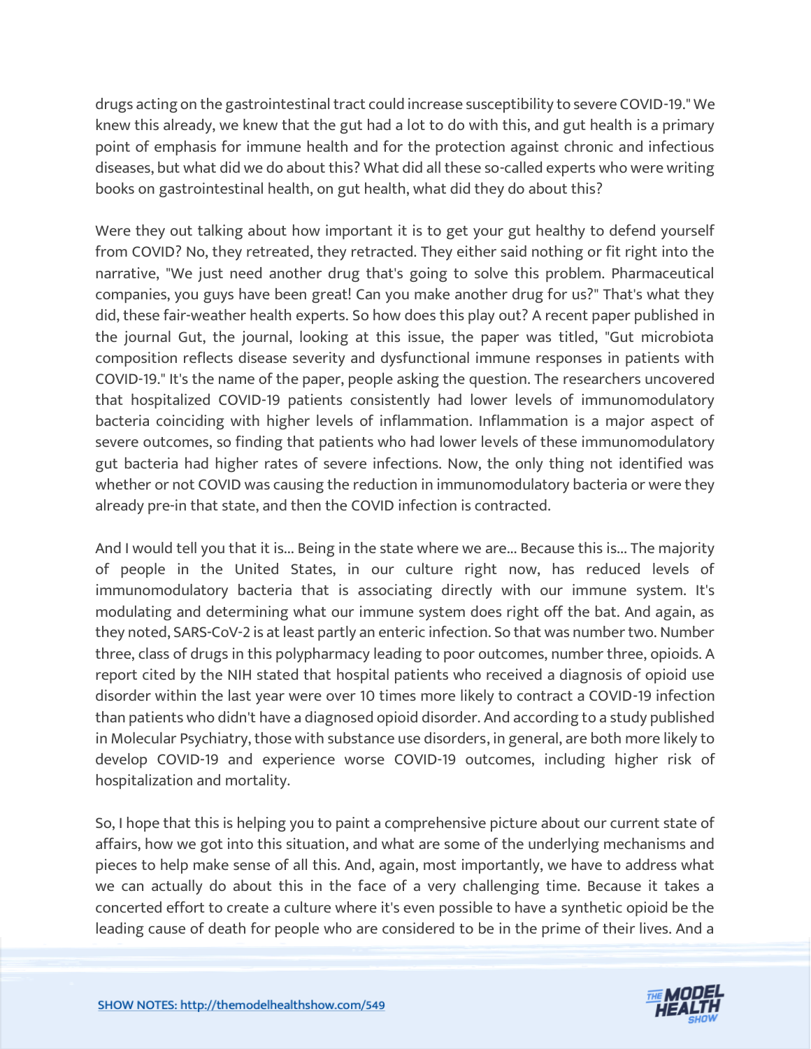drugs acting on the gastrointestinal tract could increase susceptibility to severe COVID-19." We knew this already, we knew that the gut had a lot to do with this, and gut health is a primary point of emphasis for immune health and for the protection against chronic and infectious diseases, but what did we do about this? What did all these so-called experts who were writing books on gastrointestinal health, on gut health, what did they do about this?

Were they out talking about how important it is to get your gut healthy to defend yourself from COVID? No, they retreated, they retracted. They either said nothing or fit right into the narrative, "We just need another drug that's going to solve this problem. Pharmaceutical companies, you guys have been great! Can you make another drug for us?" That's what they did, these fair-weather health experts. So how does this play out? A recent paper published in the journal Gut, the journal, looking at this issue, the paper was titled, "Gut microbiota composition reflects disease severity and dysfunctional immune responses in patients with COVID-19." It's the name of the paper, people asking the question. The researchers uncovered that hospitalized COVID-19 patients consistently had lower levels of immunomodulatory bacteria coinciding with higher levels of inflammation. Inflammation is a major aspect of severe outcomes, so finding that patients who had lower levels of these immunomodulatory gut bacteria had higher rates of severe infections. Now, the only thing not identified was whether or not COVID was causing the reduction in immunomodulatory bacteria or were they already pre-in that state, and then the COVID infection is contracted.

And I would tell you that it is... Being in the state where we are... Because this is... The majority of people in the United States, in our culture right now, has reduced levels of immunomodulatory bacteria that is associating directly with our immune system. It's modulating and determining what our immune system does right off the bat. And again, as they noted, SARS-CoV-2 is at least partly an enteric infection. So that was number two. Number three, class of drugs in this polypharmacy leading to poor outcomes, number three, opioids. A report cited by the NIH stated that hospital patients who received a diagnosis of opioid use disorder within the last year were over 10 times more likely to contract a COVID-19 infection than patients who didn't have a diagnosed opioid disorder. And according to a study published in Molecular Psychiatry, those with substance use disorders, in general, are both more likely to develop COVID-19 and experience worse COVID-19 outcomes, including higher risk of hospitalization and mortality.

So, I hope that this is helping you to paint a comprehensive picture about our current state of affairs, how we got into this situation, and what are some of the underlying mechanisms and pieces to help make sense of all this. And, again, most importantly, we have to address what we can actually do about this in the face of a very challenging time. Because it takes a concerted effort to create a culture where it's even possible to have a synthetic opioid be the leading cause of death for people who are considered to be in the prime of their lives. And a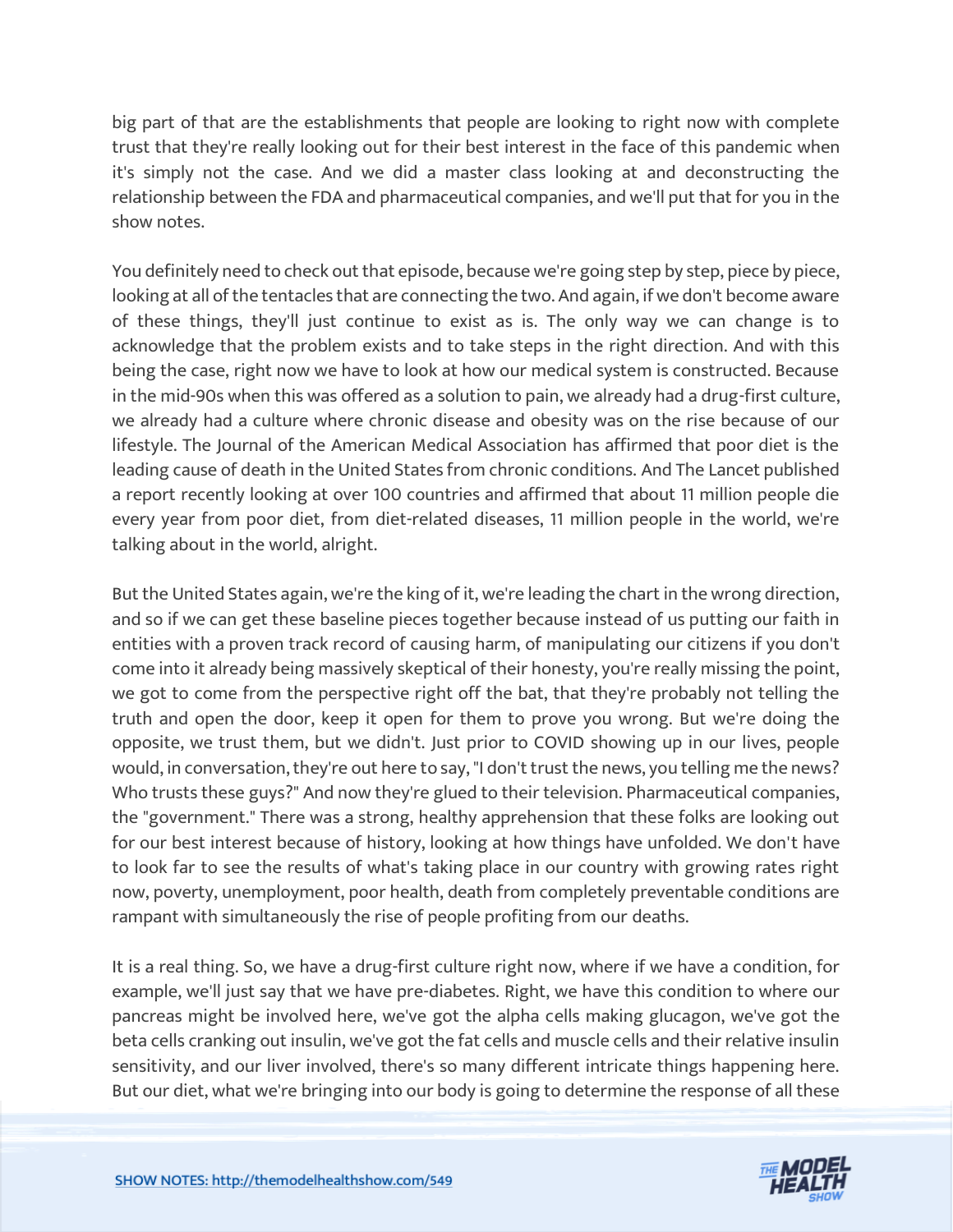big part of that are the establishments that people are looking to right now with complete trust that they're really looking out for their best interest in the face of this pandemic when it's simply not the case. And we did a master class looking at and deconstructing the relationship between the FDA and pharmaceutical companies, and we'll put that for you in the show notes.

You definitely need to check out that episode, because we're going step by step, piece by piece, looking at all of the tentacles that are connecting the two. And again, if we don't become aware of these things, they'll just continue to exist as is. The only way we can change is to acknowledge that the problem exists and to take steps in the right direction. And with this being the case, right now we have to look at how our medical system is constructed. Because in the mid-90s when this was offered as a solution to pain, we already had a drug-first culture, we already had a culture where chronic disease and obesity was on the rise because of our lifestyle. The Journal of the American Medical Association has affirmed that poor diet is the leading cause of death in the United States from chronic conditions. And The Lancet published a report recently looking at over 100 countries and affirmed that about 11 million people die every year from poor diet, from diet-related diseases, 11 million people in the world, we're talking about in the world, alright.

But the United States again, we're the king of it, we're leading the chart in the wrong direction, and so if we can get these baseline pieces together because instead of us putting our faith in entities with a proven track record of causing harm, of manipulating our citizens if you don't come into it already being massively skeptical of their honesty, you're really missing the point, we got to come from the perspective right off the bat, that they're probably not telling the truth and open the door, keep it open for them to prove you wrong. But we're doing the opposite, we trust them, but we didn't. Just prior to COVID showing up in our lives, people would, in conversation, they're out here to say, "I don't trust the news, you telling me the news? Who trusts these guys?" And now they're glued to their television. Pharmaceutical companies, the "government." There was a strong, healthy apprehension that these folks are looking out for our best interest because of history, looking at how things have unfolded. We don't have to look far to see the results of what's taking place in our country with growing rates right now, poverty, unemployment, poor health, death from completely preventable conditions are rampant with simultaneously the rise of people profiting from our deaths.

It is a real thing. So, we have a drug-first culture right now, where if we have a condition, for example, we'll just say that we have pre-diabetes. Right, we have this condition to where our pancreas might be involved here, we've got the alpha cells making glucagon, we've got the beta cells cranking out insulin, we've got the fat cells and muscle cells and their relative insulin sensitivity, and our liver involved, there's so many different intricate things happening here. But our diet, what we're bringing into our body is going to determine the response of all these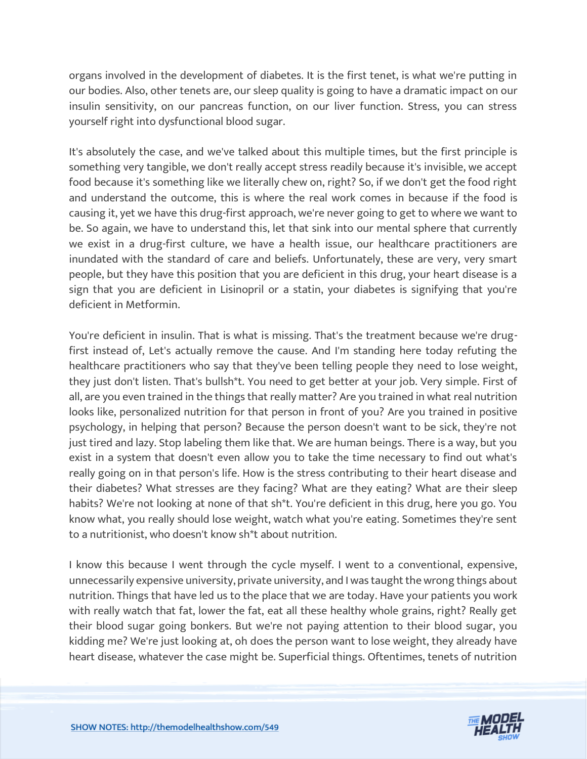organs involved in the development of diabetes. It is the first tenet, is what we're putting in our bodies. Also, other tenets are, our sleep quality is going to have a dramatic impact on our insulin sensitivity, on our pancreas function, on our liver function. Stress, you can stress yourself right into dysfunctional blood sugar.

It's absolutely the case, and we've talked about this multiple times, but the first principle is something very tangible, we don't really accept stress readily because it's invisible, we accept food because it's something like we literally chew on, right? So, if we don't get the food right and understand the outcome, this is where the real work comes in because if the food is causing it, yet we have this drug-first approach, we're never going to get to where we want to be. So again, we have to understand this, let that sink into our mental sphere that currently we exist in a drug-first culture, we have a health issue, our healthcare practitioners are inundated with the standard of care and beliefs. Unfortunately, these are very, very smart people, but they have this position that you are deficient in this drug, your heart disease is a sign that you are deficient in Lisinopril or a statin, your diabetes is signifying that you're deficient in Metformin.

You're deficient in insulin. That is what is missing. That's the treatment because we're drug-first instead of, Let's actually remove the cause. And I'm standing here today refuting the healthcare practitioners who say that they've been telling people they need to lose weight, they just don't listen. That's bullsh*t. You need to get better at your job. Very simple. First of all, are you even trained in the things that really matter? Are you trained in what real nutrition looks like, personalized nutrition for that person in front of you? Are you trained in positive psychology, in helping that person? Because the person doesn't want to be sick, they're not just tired and lazy. Stop labeling them like that. We are human beings. There is a way, but you exist in a system that doesn't even allow you to take the time necessary to find out what's really going on in that person's life. How is the stress contributing to their heart disease and their diabetes? What stresses are they facing? What are they eating? What are their sleep habits? We're not looking at none of that sh*t. You're deficient in this drug, here you go. You know what, you really should lose weight, watch what you're eating. Sometimes they're sent to a nutritionist, who doesn't know sh*t about nutrition.

I know this because I went through the cycle myself. I went to a conventional, expensive, unnecessarily expensive university, private university, and I was taught the wrong things about nutrition. Things that have led us to the place that we are today. Have your patients you work with really watch that fat, lower the fat, eat all these healthy whole grains, right? Really get their blood sugar going bonkers. But we're not paying attention to their blood sugar, you kidding me? We're just looking at, oh does the person want to lose weight, they already have heart disease, whatever the case might be. Superficial things. Oftentimes, tenets of nutrition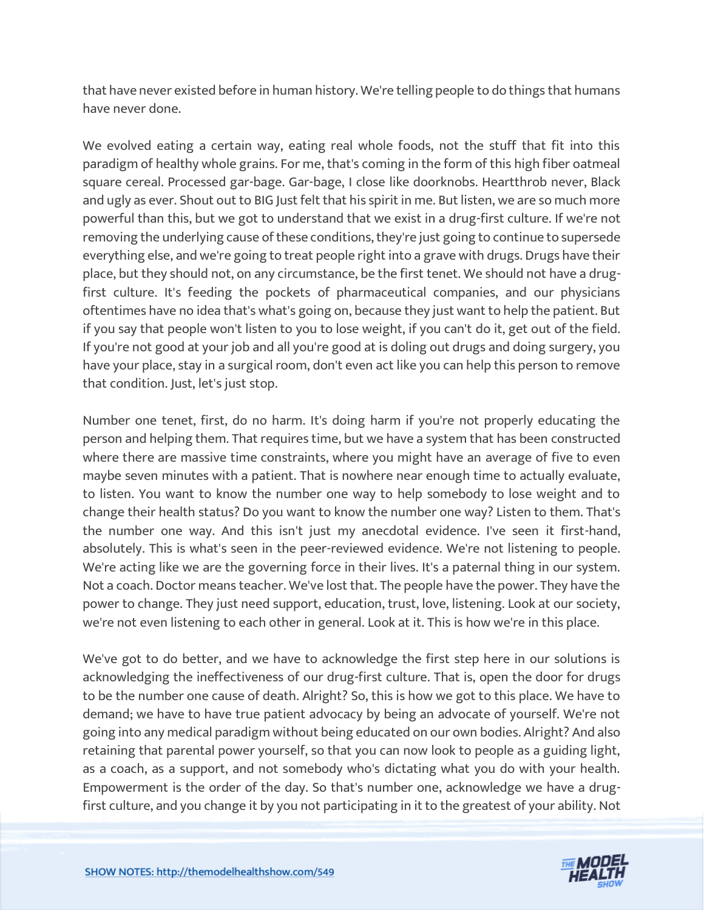that have never existed before in human history. We're telling people to do things that humans have never done.

We evolved eating a certain way, eating real whole foods, not the stuff that fit into this paradigm of healthy whole grains. For me, that's coming in the form of this high fiber oatmeal square cereal. Processed gar-bage. Gar-bage, I close like doorknobs. Heartthrob never, Black and ugly as ever. Shout out to BIG Just felt that his spirit in me. But listen, we are so much more powerful than this, but we got to understand that we exist in a drug-first culture. If we're not removing the underlying cause of these conditions, they're just going to continue to supersede everything else, and we're going to treat people right into a grave with drugs. Drugs have their place, but they should not, on any circumstance, be the first tenet. We should not have a drug-first culture. It's feeding the pockets of pharmaceutical companies, and our physicians oftentimes have no idea that's what's going on, because they just want to help the patient. But if you say that people won't listen to you to lose weight, if you can't do it, get out of the field. If you're not good at your job and all you're good at is doling out drugs and doing surgery, you have your place, stay in a surgical room, don't even act like you can help this person to remove that condition. Just, let's just stop.

Number one tenet, first, do no harm. It's doing harm if you're not properly educating the person and helping them. That requires time, but we have a system that has been constructed where there are massive time constraints, where you might have an average of five to even maybe seven minutes with a patient. That is nowhere near enough time to actually evaluate, to listen. You want to know the number one way to help somebody to lose weight and to change their health status? Do you want to know the number one way? Listen to them. That's the number one way. And this isn't just my anecdotal evidence. I've seen it first-hand, absolutely. This is what's seen in the peer-reviewed evidence. We're not listening to people. We're acting like we are the governing force in their lives. It's a paternal thing in our system. Not a coach. Doctor means teacher. We've lost that. The people have the power. They have the power to change. They just need support, education, trust, love, listening. Look at our society, we're not even listening to each other in general. Look at it. This is how we're in this place.

We've got to do better, and we have to acknowledge the first step here in our solutions is acknowledging the ineffectiveness of our drug-first culture. That is, open the door for drugs to be the number one cause of death. Alright? So, this is how we got to this place. We have to demand; we have to have true patient advocacy by being an advocate of yourself. We're not going into any medical paradigm without being educated on our own bodies. Alright? And also retaining that parental power yourself, so that you can now look to people as a guiding light, as a coach, as a support, and not somebody who's dictating what you do with your health. Empowerment is the order of the day. So that's number one, acknowledge we have a drug-first culture, and you change it by you not participating in it to the greatest of your ability. Not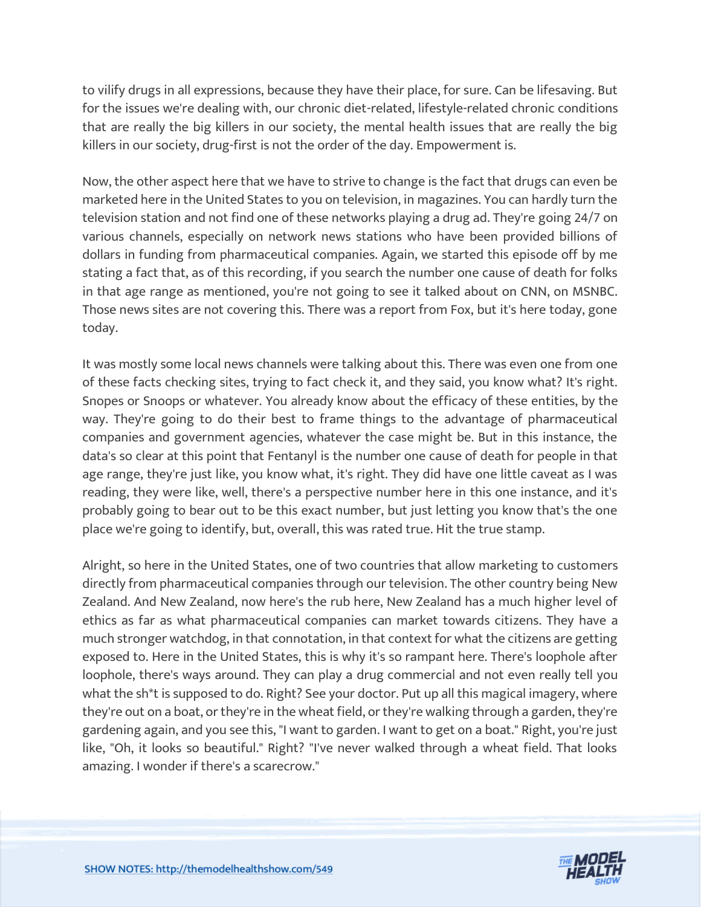to vilify drugs in all expressions, because they have their place, for sure. Can be lifesaving. But for the issues we're dealing with, our chronic diet-related, lifestyle-related chronic conditions that are really the big killers in our society, the mental health issues that are really the big killers in our society, drug-first is not the order of the day. Empowerment is.

Now, the other aspect here that we have to strive to change is the fact that drugs can even be marketed here in the United States to you on television, in magazines. You can hardly turn the television station and not find one of these networks playing a drug ad. They're going 24/7 on various channels, especially on network news stations who have been provided billions of dollars in funding from pharmaceutical companies. Again, we started this episode off by me stating a fact that, as of this recording, if you search the number one cause of death for folks in that age range as mentioned, you're not going to see it talked about on CNN, on MSNBC. Those news sites are not covering this. There was a report from Fox, but it's here today, gone today.

It was mostly some local news channels were talking about this. There was even one from one of these facts checking sites, trying to fact check it, and they said, you know what? It's right. Snopes or Snoops or whatever. You already know about the efficacy of these entities, by the way. They're going to do their best to frame things to the advantage of pharmaceutical companies and government agencies, whatever the case might be. But in this instance, the data's so clear at this point that Fentanyl is the number one cause of death for people in that age range, they're just like, you know what, it's right. They did have one little caveat as I was reading, they were like, well, there's a perspective number here in this one instance, and it's probably going to bear out to be this exact number, but just letting you know that's the one place we're going to identify, but, overall, this was rated true. Hit the true stamp.

Alright, so here in the United States, one of two countries that allow marketing to customers directly from pharmaceutical companies through our television. The other country being New Zealand. And New Zealand, now here's the rub here, New Zealand has a much higher level of ethics as far as what pharmaceutical companies can market towards citizens. They have a much stronger watchdog, in that connotation, in that context for what the citizens are getting exposed to. Here in the United States, this is why it's so rampant here. There's loophole after loophole, there's ways around. They can play a drug commercial and not even really tell you what the sh*t is supposed to do. Right? See your doctor. Put up all this magical imagery, where they're out on a boat, or they're in the wheat field, or they're walking through a garden, they're gardening again, and you see this, "I want to garden. I want to get on a boat." Right, you're just like, "Oh, it looks so beautiful." Right? "I've never walked through a wheat field. That looks amazing. I wonder if there's a scarecrow."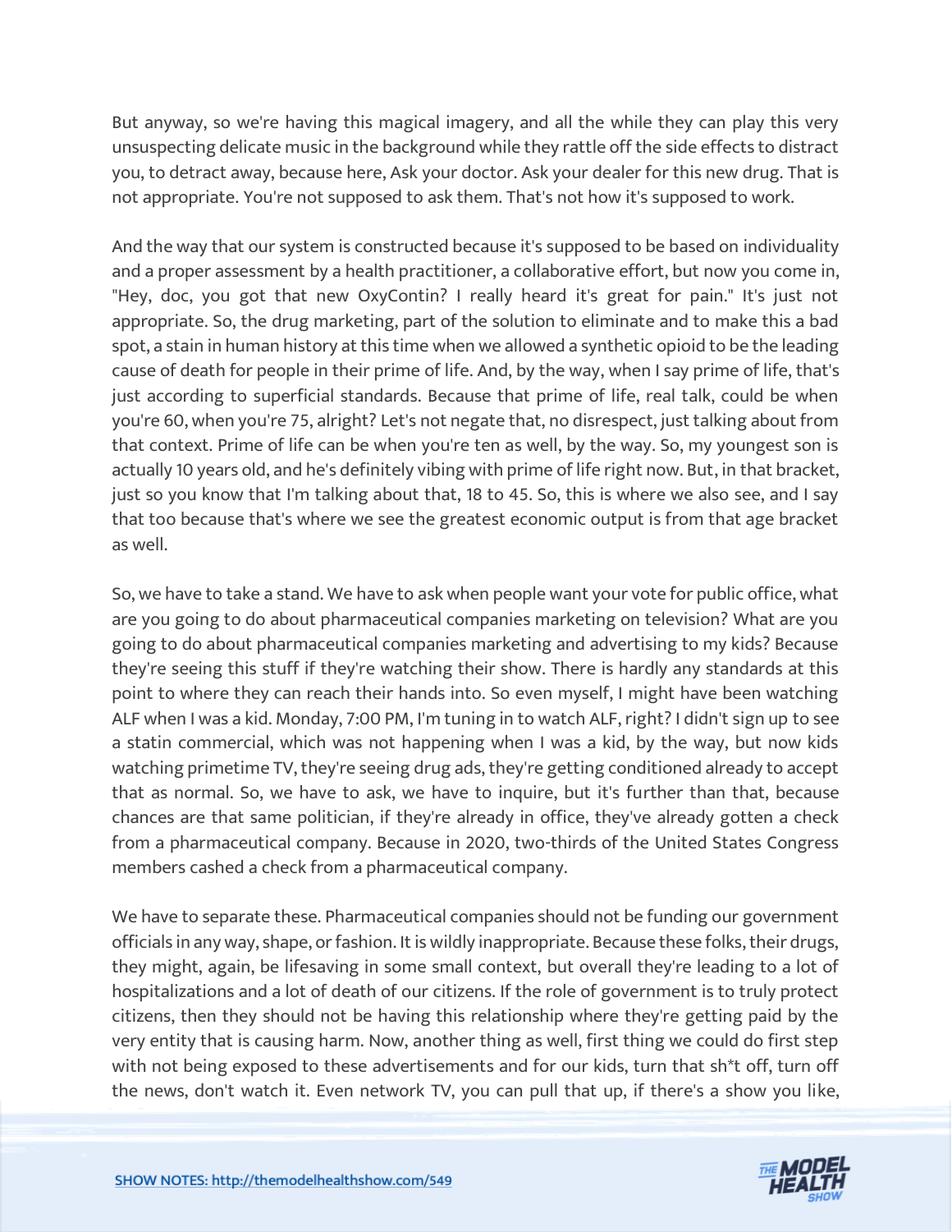But anyway, so we're having this magical imagery, and all the while they can play this very unsuspecting delicate music in the background while they rattle off the side effects to distract you, to detract away, because here, Ask your doctor. Ask your dealer for this new drug. That is not appropriate. You're not supposed to ask them. That's not how it's supposed to work.

And the way that our system is constructed because it's supposed to be based on individuality and a proper assessment by a health practitioner, a collaborative effort, but now you come in, "Hey, doc, you got that new OxyContin? I really heard it's great for pain." It's just not appropriate. So, the drug marketing, part of the solution to eliminate and to make this a bad spot, a stain in human history at this time when we allowed a synthetic opioid to be the leading cause of death for people in their prime of life. And, by the way, when I say prime of life, that's just according to superficial standards. Because that prime of life, real talk, could be when you're 60, when you're 75, alright? Let's not negate that, no disrespect, just talking about from that context. Prime of life can be when you're ten as well, by the way. So, my youngest son is actually 10 years old, and he's definitely vibing with prime of life right now. But, in that bracket, just so you know that I'm talking about that, 18 to 45. So, this is where we also see, and I say that too because that's where we see the greatest economic output is from that age bracket as well.

So, we have to take a stand. We have to ask when people want your vote for public office, what are you going to do about pharmaceutical companies marketing on television? What are you going to do about pharmaceutical companies marketing and advertising to my kids? Because they're seeing this stuff if they're watching their show. There is hardly any standards at this point to where they can reach their hands into. So even myself, I might have been watching ALF when I was a kid. Monday, 7:00 PM, I'm tuning in to watch ALF, right? I didn't sign up to see a statin commercial, which was not happening when I was a kid, by the way, but now kids watching primetime TV, they're seeing drug ads, they're getting conditioned already to accept that as normal. So, we have to ask, we have to inquire, but it's further than that, because chances are that same politician, if they're already in office, they've already gotten a check from a pharmaceutical company. Because in 2020, two-thirds of the United States Congress members cashed a check from a pharmaceutical company.

We have to separate these. Pharmaceutical companies should not be funding our government officials in any way, shape, or fashion. It is wildly inappropriate. Because these folks, their drugs, they might, again, be lifesaving in some small context, but overall they're leading to a lot of hospitalizations and a lot of death of our citizens. If the role of government is to truly protect citizens, then they should not be having this relationship where they're getting paid by the very entity that is causing harm. Now, another thing as well, first thing we could do first step with not being exposed to these advertisements and for our kids, turn that sh*t off, turn off the news, don't watch it. Even network TV, you can pull that up, if there's a show you like,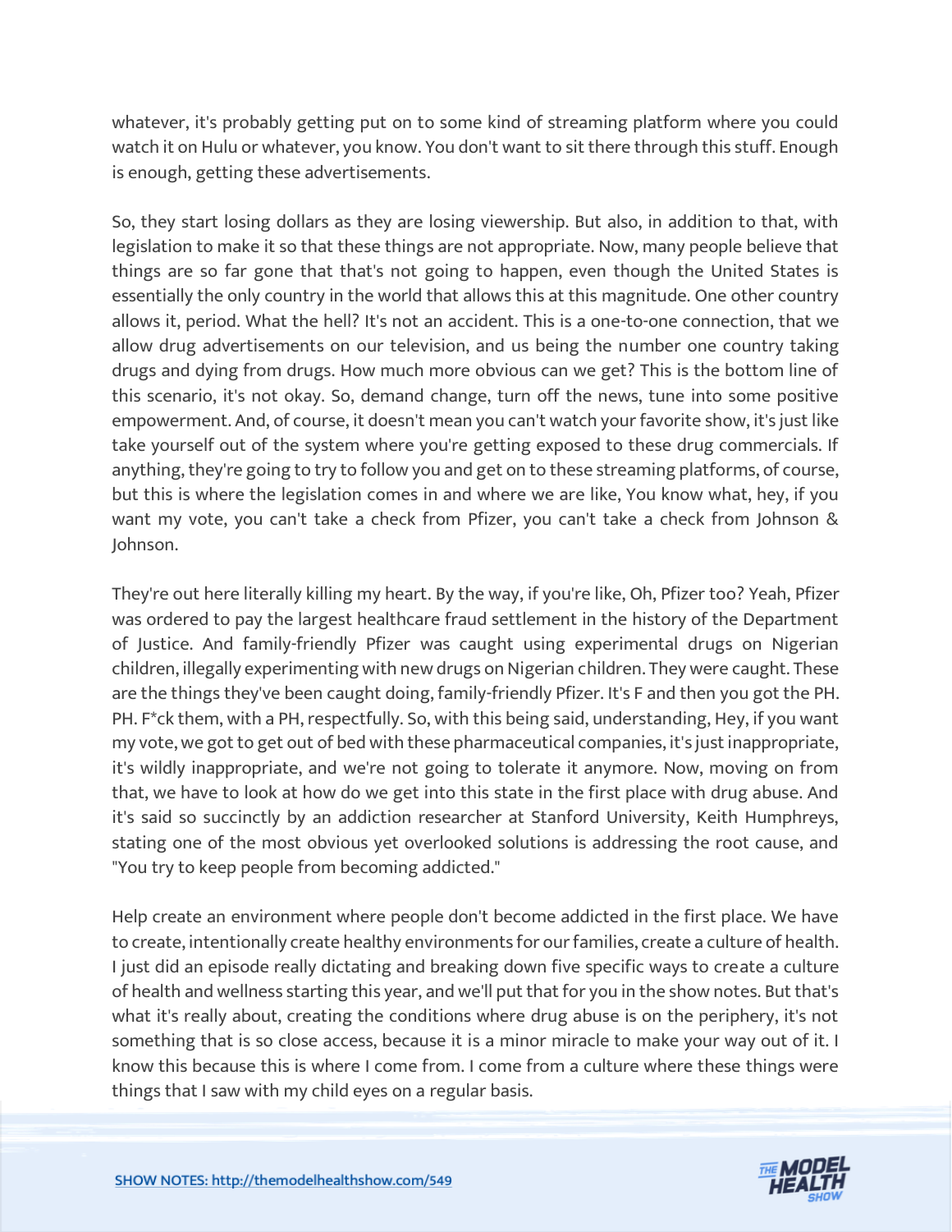whatever, it's probably getting put on to some kind of streaming platform where you could watch it on Hulu or whatever, you know. You don't want to sit there through this stuff. Enough is enough, getting these advertisements.

So, they start losing dollars as they are losing viewership. But also, in addition to that, with legislation to make it so that these things are not appropriate. Now, many people believe that things are so far gone that that's not going to happen, even though the United States is essentially the only country in the world that allows this at this magnitude. One other country allows it, period. What the hell? It's not an accident. This is a one-to-one connection, that we allow drug advertisements on our television, and us being the number one country taking drugs and dying from drugs. How much more obvious can we get? This is the bottom line of this scenario, it's not okay. So, demand change, turn off the news, tune into some positive empowerment. And, of course, it doesn't mean you can't watch your favorite show, it's just like take yourself out of the system where you're getting exposed to these drug commercials. If anything, they're going to try to follow you and get on to these streaming platforms, of course, but this is where the legislation comes in and where we are like, You know what, hey, if you want my vote, you can't take a check from Pfizer, you can't take a check from Johnson & Johnson.

They're out here literally killing my heart. By the way, if you're like, Oh, Pfizer too? Yeah, Pfizer was ordered to pay the largest healthcare fraud settlement in the history of the Department of Justice. And family-friendly Pfizer was caught using experimental drugs on Nigerian children, illegally experimenting with new drugs on Nigerian children. They were caught. These are the things they've been caught doing, family-friendly Pfizer. It's F and then you got the PH. PH. F*ck them, with a PH, respectfully. So, with this being said, understanding, Hey, if you want my vote, we got to get out of bed with these pharmaceutical companies, it's just inappropriate, it's wildly inappropriate, and we're not going to tolerate it anymore. Now, moving on from that, we have to look at how do we get into this state in the first place with drug abuse. And it's said so succinctly by an addiction researcher at Stanford University, Keith Humphreys, stating one of the most obvious yet overlooked solutions is addressing the root cause, and "You try to keep people from becoming addicted."

Help create an environment where people don't become addicted in the first place. We have to create, intentionally create healthy environments for our families, create a culture of health. I just did an episode really dictating and breaking down five specific ways to create a culture of health and wellness starting this year, and we'll put that for you in the show notes. But that's what it's really about, creating the conditions where drug abuse is on the periphery, it's not something that is so close access, because it is a minor miracle to make your way out of it. I know this because this is where I come from. I come from a culture where these things were things that I saw with my child eyes on a regular basis.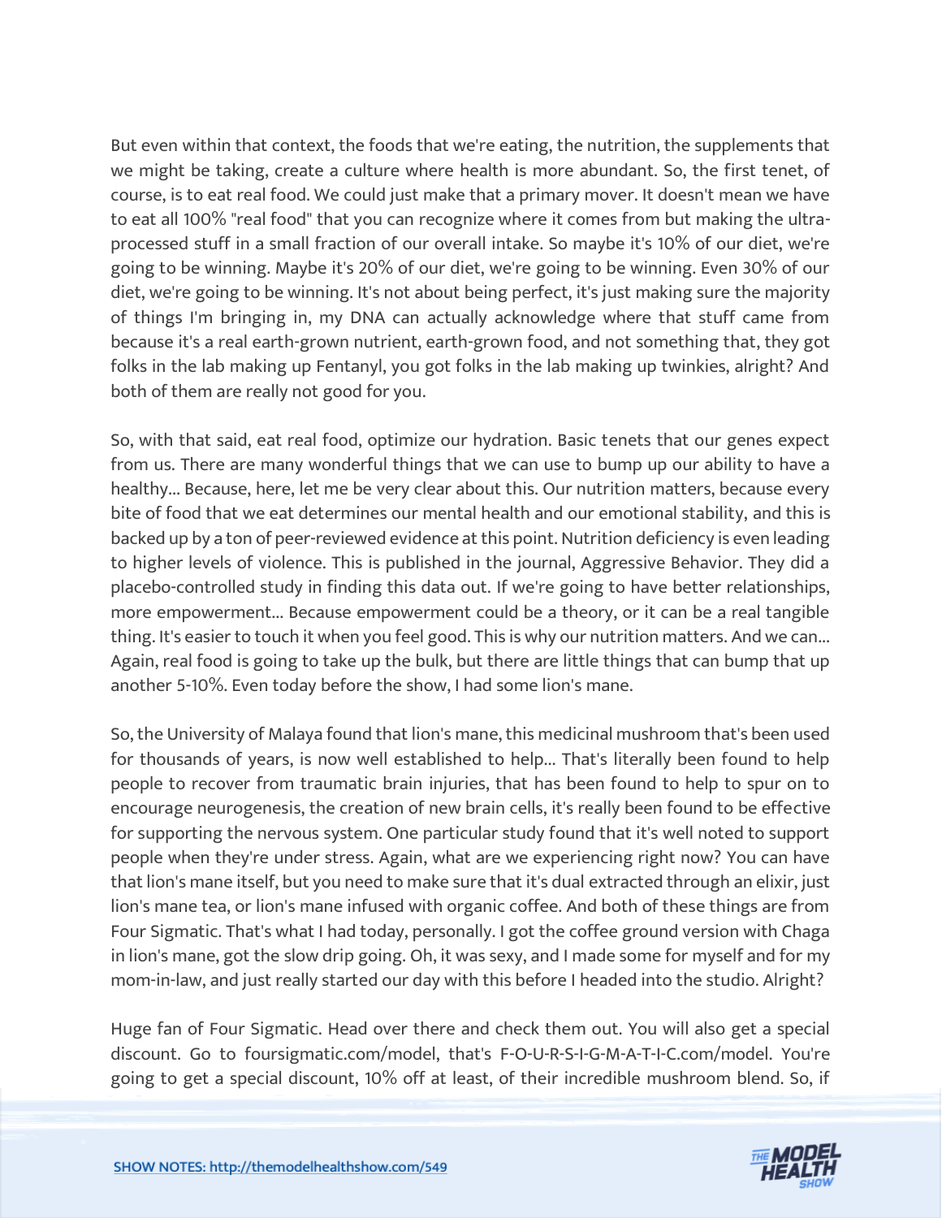But even within that context, the foods that we're eating, the nutrition, the supplements that we might be taking, create a culture where health is more abundant. So, the first tenet, of course, is to eat real food. We could just make that a primary mover. It doesn't mean we have to eat all 100% "real food" that you can recognize where it comes from but making the ultra-processed stuff in a small fraction of our overall intake. So maybe it's 10% of our diet, we're going to be winning. Maybe it's 20% of our diet, we're going to be winning. Even 30% of our diet, we're going to be winning. It's not about being perfect, it's just making sure the majority of things I'm bringing in, my DNA can actually acknowledge where that stuff came from because it's a real earth-grown nutrient, earth-grown food, and not something that, they got folks in the lab making up Fentanyl, you got folks in the lab making up twinkies, alright? And both of them are really not good for you.

So, with that said, eat real food, optimize our hydration. Basic tenets that our genes expect from us. There are many wonderful things that we can use to bump up our ability to have a healthy... Because, here, let me be very clear about this. Our nutrition matters, because every bite of food that we eat determines our mental health and our emotional stability, and this is backed up by a ton of peer-reviewed evidence at this point. Nutrition deficiency is even leading to higher levels of violence. This is published in the journal, Aggressive Behavior. They did a placebo-controlled study in finding this data out. If we're going to have better relationships, more empowerment... Because empowerment could be a theory, or it can be a real tangible thing. It's easier to touch it when you feel good. This is why our nutrition matters. And we can... Again, real food is going to take up the bulk, but there are little things that can bump that up another 5-10%. Even today before the show, I had some lion's mane.

So, the University of Malaya found that lion's mane, this medicinal mushroom that's been used for thousands of years, is now well established to help... That's literally been found to help people to recover from traumatic brain injuries, that has been found to help to spur on to encourage neurogenesis, the creation of new brain cells, it's really been found to be effective for supporting the nervous system. One particular study found that it's well noted to support people when they're under stress. Again, what are we experiencing right now? You can have that lion's mane itself, but you need to make sure that it's dual extracted through an elixir, just lion's mane tea, or lion's mane infused with organic coffee. And both of these things are from Four Sigmatic. That's what I had today, personally. I got the coffee ground version with Chaga in lion's mane, got the slow drip going. Oh, it was sexy, and I made some for myself and for my mom-in-law, and just really started our day with this before I headed into the studio. Alright?

Huge fan of Four Sigmatic. Head over there and check them out. You will also get a special discount. Go to foursigmatic.com/model, that's F-O-U-R-S-I-G-M-A-T-I-C.com/model. You're going to get a special discount, 10% off at least, of their incredible mushroom blend. So, if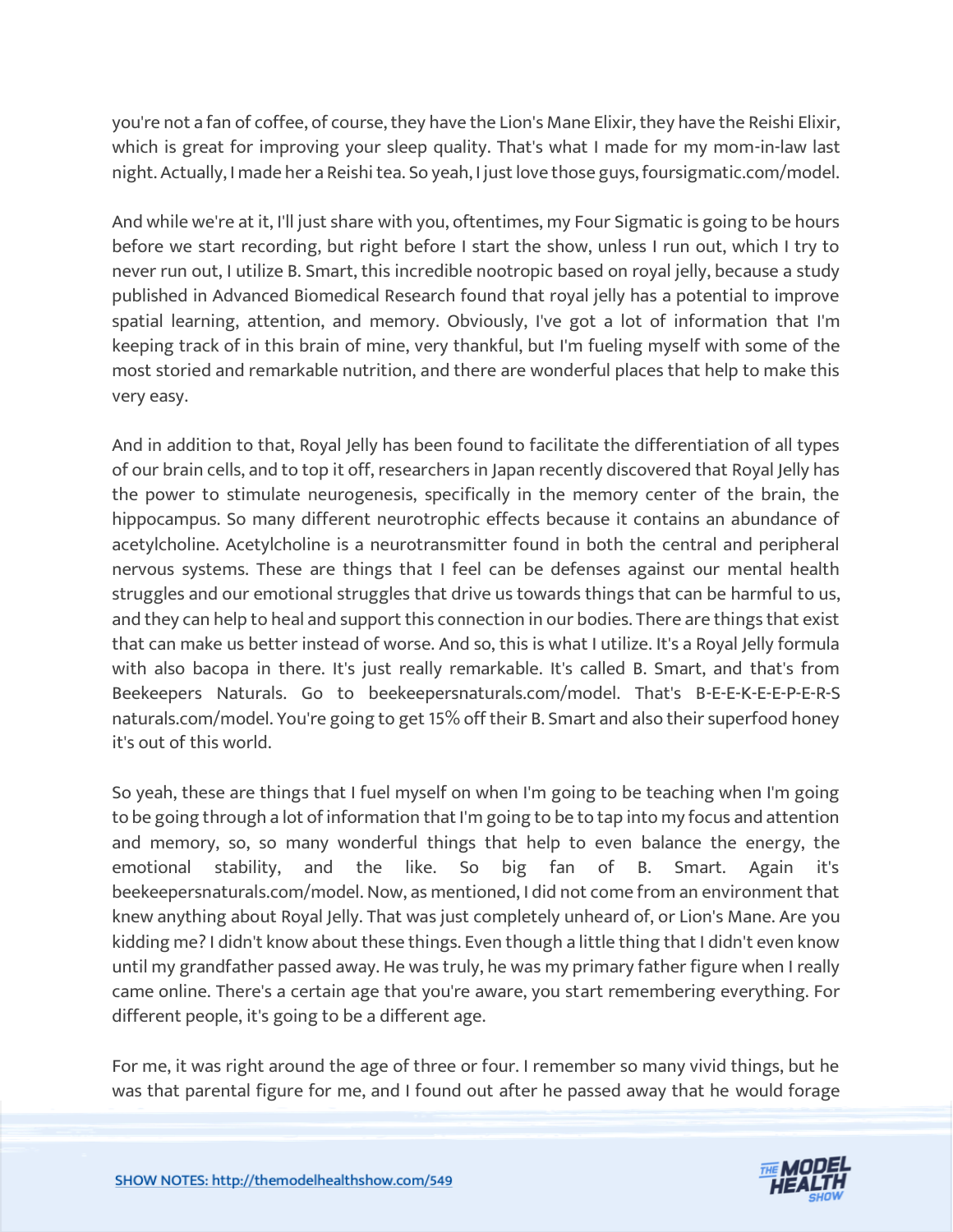you're not a fan of coffee, of course, they have the Lion's Mane Elixir, they have the Reishi Elixir, which is great for improving your sleep quality. That's what I made for my mom-in-law last night. Actually, I made her a Reishi tea. So yeah, I just love those guys, foursigmatic.com/model.

And while we're at it, I'll just share with you, oftentimes, my Four Sigmatic is going to be hours before we start recording, but right before I start the show, unless I run out, which I try to never run out, I utilize B. Smart, this incredible nootropic based on royal jelly, because a study published in Advanced Biomedical Research found that royal jelly has a potential to improve spatial learning, attention, and memory. Obviously, I've got a lot of information that I'm keeping track of in this brain of mine, very thankful, but I'm fueling myself with some of the most storied and remarkable nutrition, and there are wonderful places that help to make this very easy.

And in addition to that, Royal Jelly has been found to facilitate the differentiation of all types of our brain cells, and to top it off, researchers in Japan recently discovered that Royal Jelly has the power to stimulate neurogenesis, specifically in the memory center of the brain, the hippocampus. So many different neurotrophic effects because it contains an abundance of acetylcholine. Acetylcholine is a neurotransmitter found in both the central and peripheral nervous systems. These are things that I feel can be defenses against our mental health struggles and our emotional struggles that drive us towards things that can be harmful to us, and they can help to heal and support this connection in our bodies. There are things that exist that can make us better instead of worse. And so, this is what I utilize. It's a Royal Jelly formula with also bacopa in there. It's just really remarkable. It's called B. Smart, and that's from Beekeepers Naturals. Go to beekeepersnaturals.com/model. That's B-E-E-K-E-E-P-E-R-S naturals.com/model. You're going to get 15% off their B. Smart and also their superfood honey it's out of this world.

So yeah, these are things that I fuel myself on when I'm going to be teaching when I'm going to be going through a lot of information that I'm going to be to tap into my focus and attention and memory, so, so many wonderful things that help to even balance the energy, the emotional stability, and the like. So big fan of B. Smart. Again it's beekeepersnaturals.com/model. Now, as mentioned, I did not come from an environment that knew anything about Royal Jelly. That was just completely unheard of, or Lion's Mane. Are you kidding me? I didn't know about these things. Even though a little thing that I didn't even know until my grandfather passed away. He was truly, he was my primary father figure when I really came online. There's a certain age that you're aware, you start remembering everything. For different people, it's going to be a different age.

For me, it was right around the age of three or four. I remember so many vivid things, but he was that parental figure for me, and I found out after he passed away that he would forage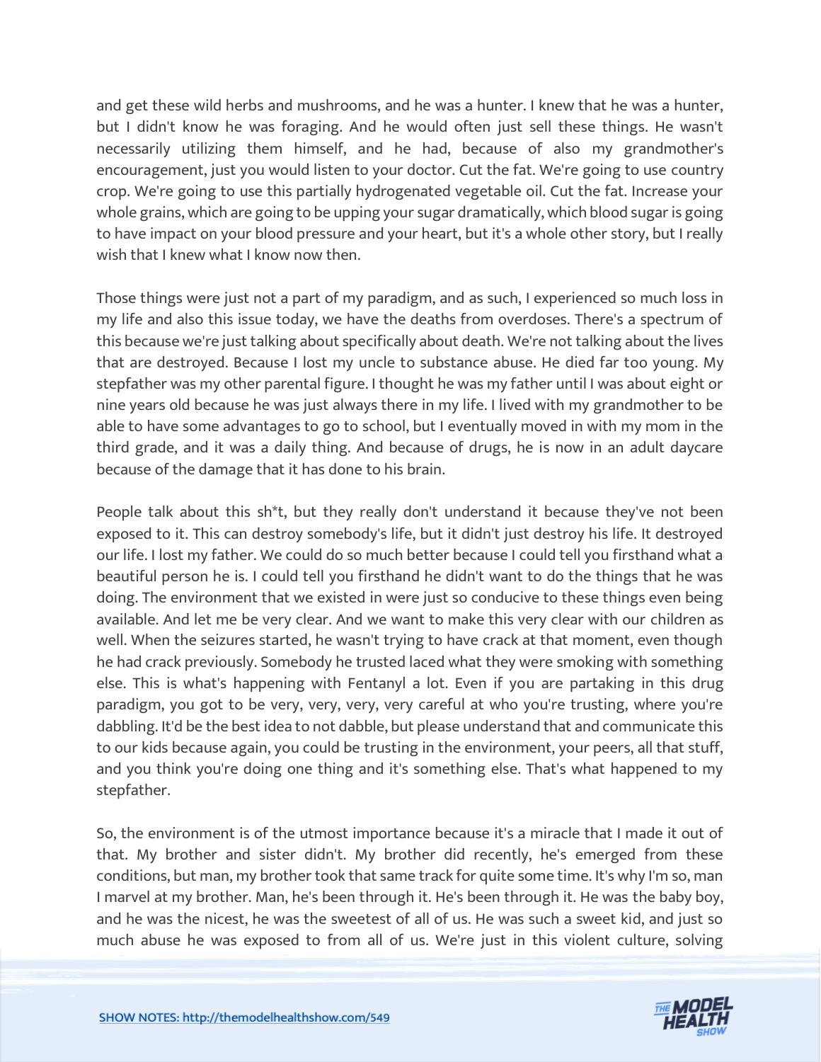and get these wild herbs and mushrooms, and he was a hunter. I knew that he was a hunter, but I didn't know he was foraging. And he would often just sell these things. He wasn't necessarily utilizing them himself, and he had, because of also my grandmother's encouragement, just you would listen to your doctor. Cut the fat. We're going to use country crop. We're going to use this partially hydrogenated vegetable oil. Cut the fat. Increase your whole grains, which are going to be upping your sugar dramatically, which blood sugar is going to have impact on your blood pressure and your heart, but it's a whole other story, but I really wish that I knew what I know now then.

Those things were just not a part of my paradigm, and as such, I experienced so much loss in my life and also this issue today, we have the deaths from overdoses. There's a spectrum of this because we're just talking about specifically about death. We're not talking about the lives that are destroyed. Because I lost my uncle to substance abuse. He died far too young. My stepfather was my other parental figure. I thought he was my father until I was about eight or nine years old because he was just always there in my life. I lived with my grandmother to be able to have some advantages to go to school, but I eventually moved in with my mom in the third grade, and it was a daily thing. And because of drugs, he is now in an adult daycare because of the damage that it has done to his brain.

People talk about this sh*t, but they really don't understand it because they've not been exposed to it. This can destroy somebody's life, but it didn't just destroy his life. It destroyed our life. I lost my father. We could do so much better because I could tell you firsthand what a beautiful person he is. I could tell you firsthand he didn't want to do the things that he was doing. The environment that we existed in were just so conducive to these things even being available. And let me be very clear. And we want to make this very clear with our children as well. When the seizures started, he wasn't trying to have crack at that moment, even though he had crack previously. Somebody he trusted laced what they were smoking with something else. This is what's happening with Fentanyl a lot. Even if you are partaking in this drug paradigm, you got to be very, very, very, very careful at who you're trusting, where you're dabbling. It'd be the best idea to not dabble, but please understand that and communicate this to our kids because again, you could be trusting in the environment, your peers, all that stuff, and you think you're doing one thing and it's something else. That's what happened to my stepfather.

So, the environment is of the utmost importance because it's a miracle that I made it out of that. My brother and sister didn't. My brother did recently, he's emerged from these conditions, but man, my brother took that same track for quite some time. It's why I'm so, man I marvel at my brother. Man, he's been through it. He's been through it. He was the baby boy, and he was the nicest, he was the sweetest of all of us. He was such a sweet kid, and just so much abuse he was exposed to from all of us. We're just in this violent culture, solving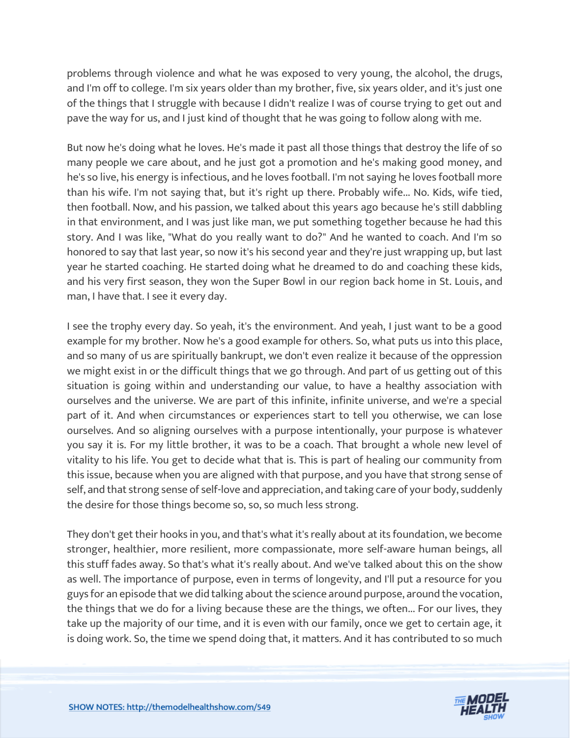problems through violence and what he was exposed to very young, the alcohol, the drugs, and I'm off to college. I'm six years older than my brother, five, six years older, and it's just one of the things that I struggle with because I didn't realize I was of course trying to get out and pave the way for us, and I just kind of thought that he was going to follow along with me.

But now he's doing what he loves. He's made it past all those things that destroy the life of so many people we care about, and he just got a promotion and he's making good money, and he's so live, his energy is infectious, and he loves football. I'm not saying he loves football more than his wife. I'm not saying that, but it's right up there. Probably wife... No. Kids, wife tied, then football. Now, and his passion, we talked about this years ago because he's still dabbling in that environment, and I was just like man, we put something together because he had this story. And I was like, "What do you really want to do?" And he wanted to coach. And I'm so honored to say that last year, so now it's his second year and they're just wrapping up, but last year he started coaching. He started doing what he dreamed to do and coaching these kids, and his very first season, they won the Super Bowl in our region back home in St. Louis, and man, I have that. I see it every day.

I see the trophy every day. So yeah, it's the environment. And yeah, I just want to be a good example for my brother. Now he's a good example for others. So, what puts us into this place, and so many of us are spiritually bankrupt, we don't even realize it because of the oppression we might exist in or the difficult things that we go through. And part of us getting out of this situation is going within and understanding our value, to have a healthy association with ourselves and the universe. We are part of this infinite, infinite universe, and we're a special part of it. And when circumstances or experiences start to tell you otherwise, we can lose ourselves. And so aligning ourselves with a purpose intentionally, your purpose is whatever you say it is. For my little brother, it was to be a coach. That brought a whole new level of vitality to his life. You get to decide what that is. This is part of healing our community from this issue, because when you are aligned with that purpose, and you have that strong sense of self, and that strong sense of self-love and appreciation, and taking care of your body, suddenly the desire for those things become so, so, so much less strong.

They don't get their hooks in you, and that's what it's really about at its foundation, we become stronger, healthier, more resilient, more compassionate, more self-aware human beings, all this stuff fades away. So that's what it's really about. And we've talked about this on the show as well. The importance of purpose, even in terms of longevity, and I'll put a resource for you guys for an episode that we did talking about the science around purpose, around the vocation, the things that we do for a living because these are the things, we often... For our lives, they take up the majority of our time, and it is even with our family, once we get to certain age, it is doing work. So, the time we spend doing that, it matters. And it has contributed to so much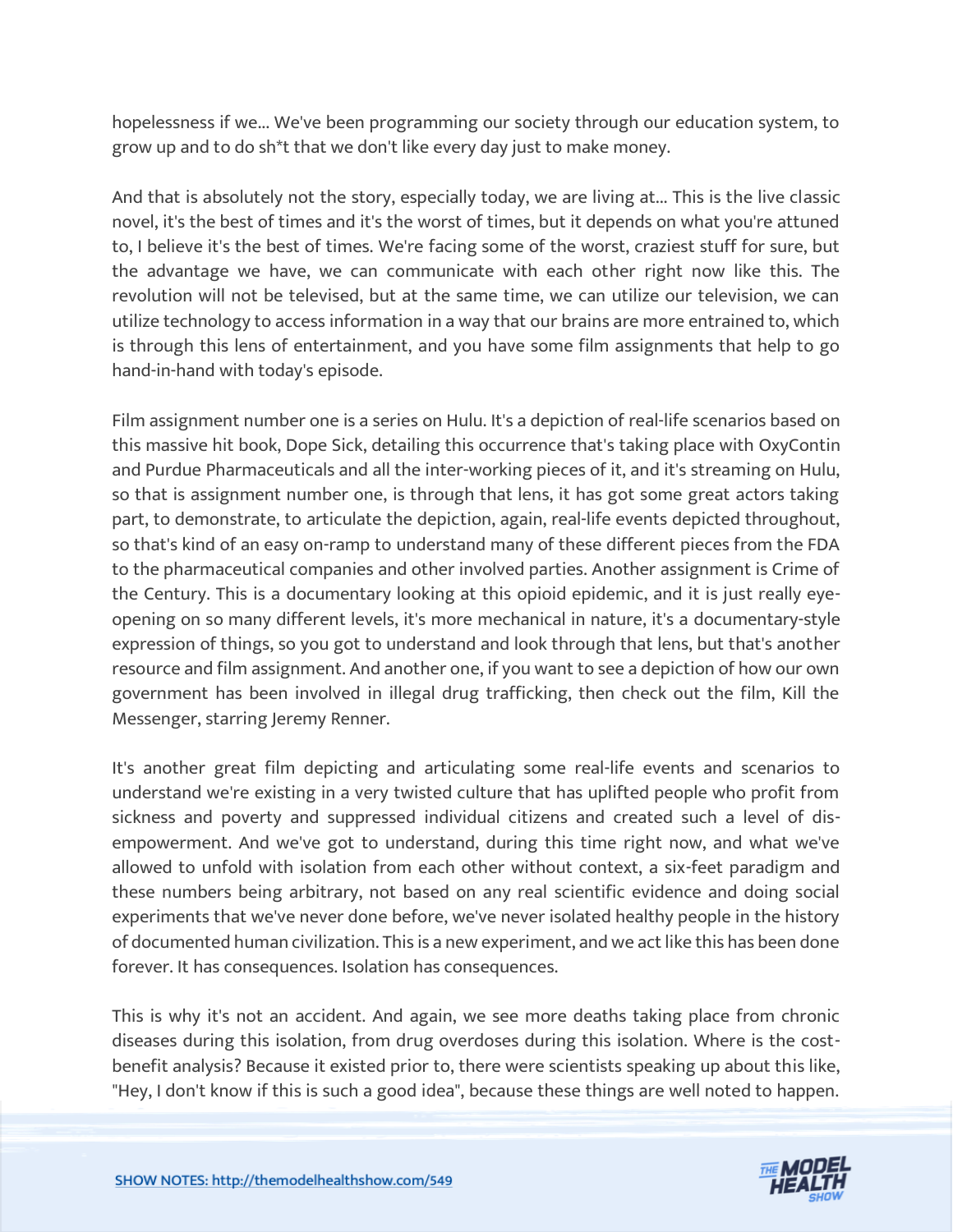hopelessness if we... We've been programming our society through our education system, to grow up and to do sh*t that we don't like every day just to make money.

And that is absolutely not the story, especially today, we are living at... This is the live classic novel, it's the best of times and it's the worst of times, but it depends on what you're attuned to, I believe it's the best of times. We're facing some of the worst, craziest stuff for sure, but the advantage we have, we can communicate with each other right now like this. The revolution will not be televised, but at the same time, we can utilize our television, we can utilize technology to access information in a way that our brains are more entrained to, which is through this lens of entertainment, and you have some film assignments that help to go hand-in-hand with today's episode.

Film assignment number one is a series on Hulu. It's a depiction of real-life scenarios based on this massive hit book, Dope Sick, detailing this occurrence that's taking place with OxyContin and Purdue Pharmaceuticals and all the inter-working pieces of it, and it's streaming on Hulu, so that is assignment number one, is through that lens, it has got some great actors taking part, to demonstrate, to articulate the depiction, again, real-life events depicted throughout, so that's kind of an easy on-ramp to understand many of these different pieces from the FDA to the pharmaceutical companies and other involved parties. Another assignment is Crime of the Century. This is a documentary looking at this opioid epidemic, and it is just really eye-opening on so many different levels, it's more mechanical in nature, it's a documentary-style expression of things, so you got to understand and look through that lens, but that's another resource and film assignment. And another one, if you want to see a depiction of how our own government has been involved in illegal drug trafficking, then check out the film, Kill the Messenger, starring Jeremy Renner.

It's another great film depicting and articulating some real-life events and scenarios to understand we're existing in a very twisted culture that has uplifted people who profit from sickness and poverty and suppressed individual citizens and created such a level of dis-empowerment. And we've got to understand, during this time right now, and what we've allowed to unfold with isolation from each other without context, a six-feet paradigm and these numbers being arbitrary, not based on any real scientific evidence and doing social experiments that we've never done before, we've never isolated healthy people in the history of documented human civilization. This is a new experiment, and we act like this has been done forever. It has consequences. Isolation has consequences.

This is why it's not an accident. And again, we see more deaths taking place from chronic diseases during this isolation, from drug overdoses during this isolation. Where is the cost-benefit analysis? Because it existed prior to, there were scientists speaking up about this like, "Hey, I don't know if this is such a good idea", because these things are well noted to happen.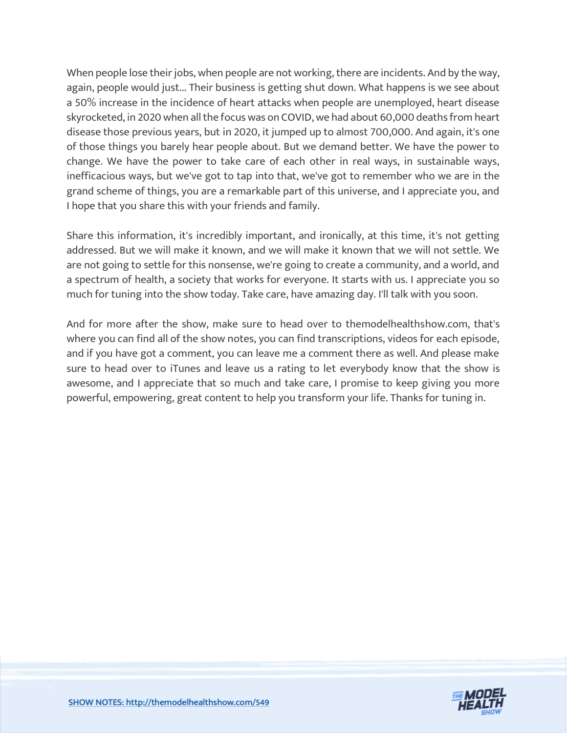When people lose their jobs, when people are not working, there are incidents. And by the way, again, people would just... Their business is getting shut down. What happens is we see about a 50% increase in the incidence of heart attacks when people are unemployed, heart disease skyrocketed, in 2020 when all the focus was on COVID, we had about 60,000 deaths from heart disease those previous years, but in 2020, it jumped up to almost 700,000. And again, it's one of those things you barely hear people about. But we demand better. We have the power to change. We have the power to take care of each other in real ways, in sustainable ways, inefficacious ways, but we've got to tap into that, we've got to remember who we are in the grand scheme of things, you are a remarkable part of this universe, and I appreciate you, and I hope that you share this with your friends and family.

Share this information, it's incredibly important, and ironically, at this time, it's not getting addressed. But we will make it known, and we will make it known that we will not settle. We are not going to settle for this nonsense, we're going to create a community, and a world, and a spectrum of health, a society that works for everyone. It starts with us. I appreciate you so much for tuning into the show today. Take care, have amazing day. I'll talk with you soon.

And for more after the show, make sure to head over to themodelhealthshow.com, that's where you can find all of the show notes, you can find transcriptions, videos for each episode, and if you have got a comment, you can leave me a comment there as well. And please make sure to head over to iTunes and leave us a rating to let everybody know that the show is awesome, and I appreciate that so much and take care, I promise to keep giving you more powerful, empowering, great content to help you transform your life. Thanks for tuning in.